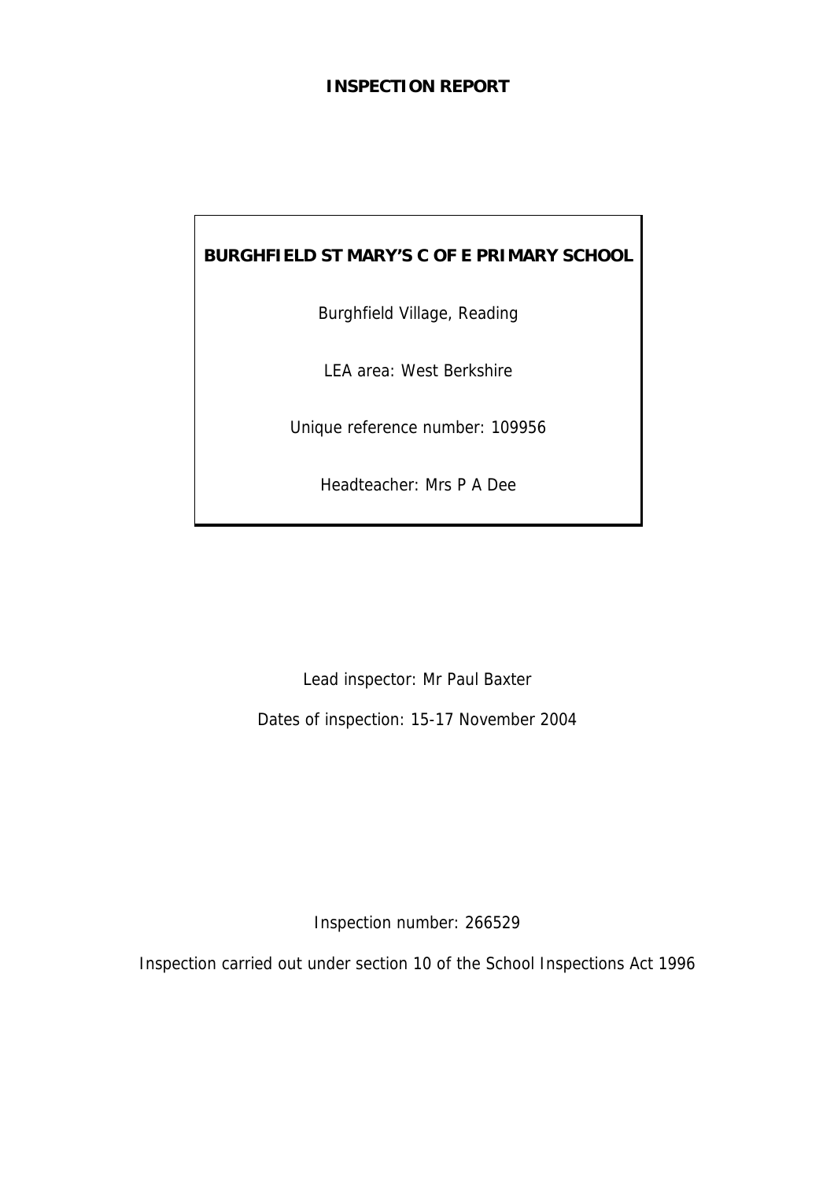# INSPECTION REPORT

**BURGHFIELD ST MARY'S C OF E PRIMARY SCHOOL**

Burghfield Village, Reading

LEA area: West Berkshire

Unique reference number: 109956

Headteacher: Mrs P A Dee

Lead inspector: Mr Paul Baxter

Dates of inspection: 15-17 November 2004

Inspection number: 266529

Inspection carried out under section 10 of the School Inspections Act 1996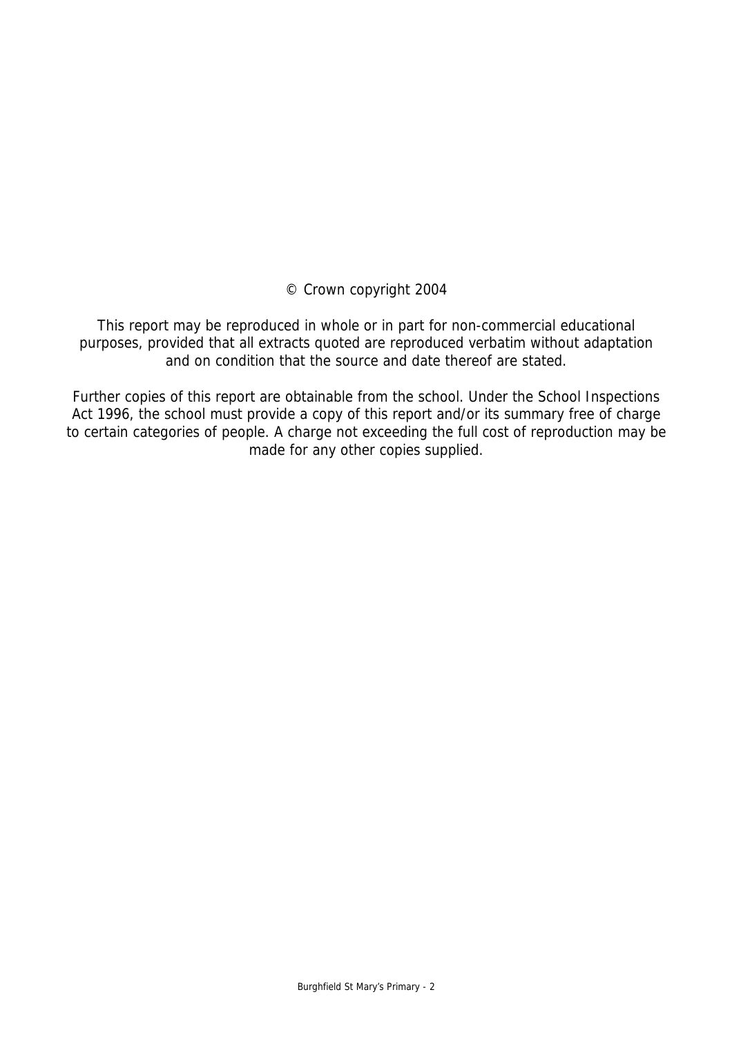© Crown copyright 2004

This report may be reproduced in whole or in part for non-commercial educational purposes, provided that all extracts quoted are reproduced verbatim without adaptation and on condition that the source and date thereof are stated.

Further copies of this report are obtainable from the school. Under the School Inspections Act 1996, the school must provide a copy of this report and/or its summary free of charge to certain categories of people. A charge not exceeding the full cost of reproduction may be made for any other copies supplied.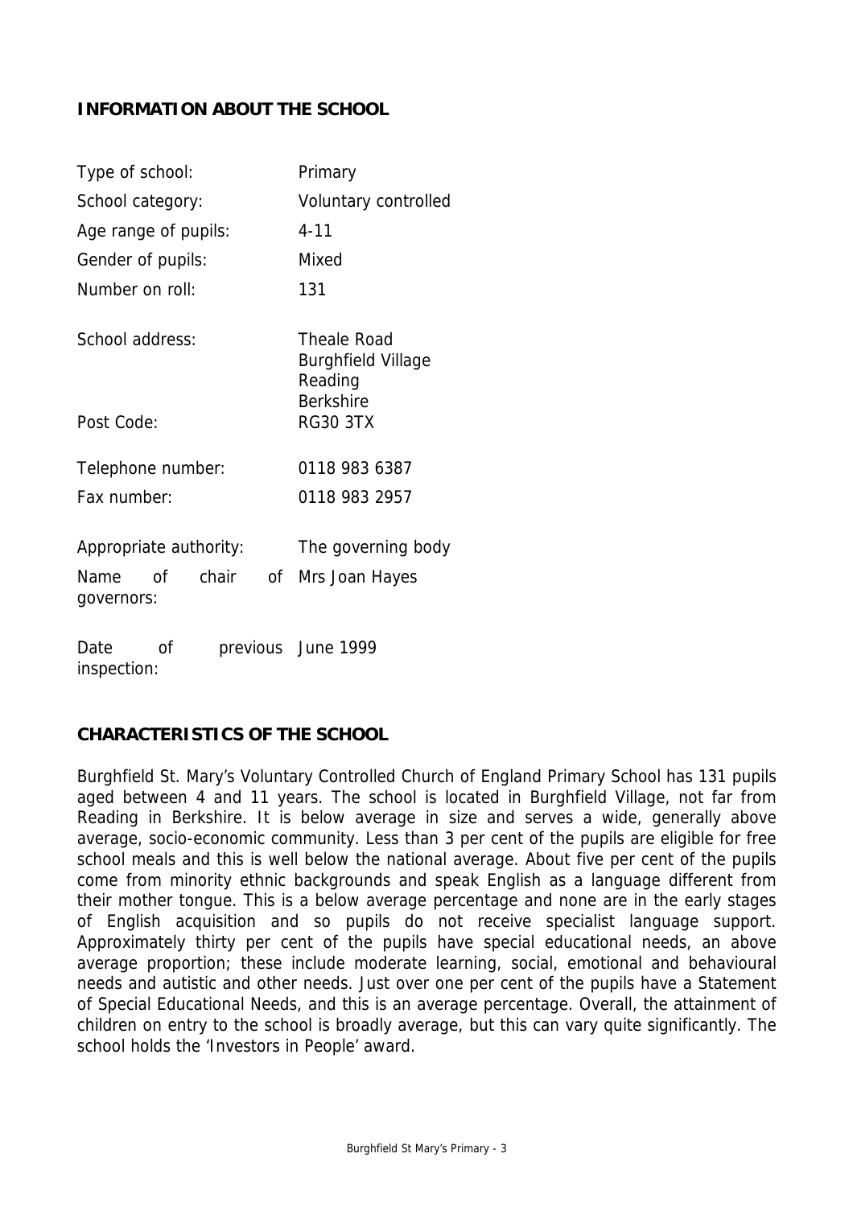## INFORMATION ABOUT THE SCHOOL

| | |
|---|---|
| Type of school: | Primary |
| School category: | Voluntary controlled |
| Age range of pupils: | 4-11 |
| Gender of pupils: | Mixed |
| Number on roll: | 131 |
| School address: | Theale Road<br>Burghfield Village<br>Reading<br>Berkshire |
| Post Code: | RG30 3TX |
| Telephone number: | 0118 983 6387 |
| Fax number: | 0118 983 2957 |
| Appropriate authority: | The governing body |
| Name of chair of governors: | Mrs Joan Hayes |
| Date of previous inspection: | June 1999 |

## CHARACTERISTICS OF THE SCHOOL

Burghfield St. Mary's Voluntary Controlled Church of England Primary School has 131 pupils aged between 4 and 11 years. The school is located in Burghfield Village, not far from Reading in Berkshire. It is below average in size and serves a wide, generally above average, socio-economic community. Less than 3 per cent of the pupils are eligible for free school meals and this is well below the national average. About five per cent of the pupils come from minority ethnic backgrounds and speak English as a language different from their mother tongue. This is a below average percentage and none are in the early stages of English acquisition and so pupils do not receive specialist language support. Approximately thirty per cent of the pupils have special educational needs, an above average proportion; these include moderate learning, social, emotional and behavioural needs and autistic and other needs. Just over one per cent of the pupils have a Statement of Special Educational Needs, and this is an average percentage. Overall, the attainment of children on entry to the school is broadly average, but this can vary quite significantly. The school holds the 'Investors in People' award.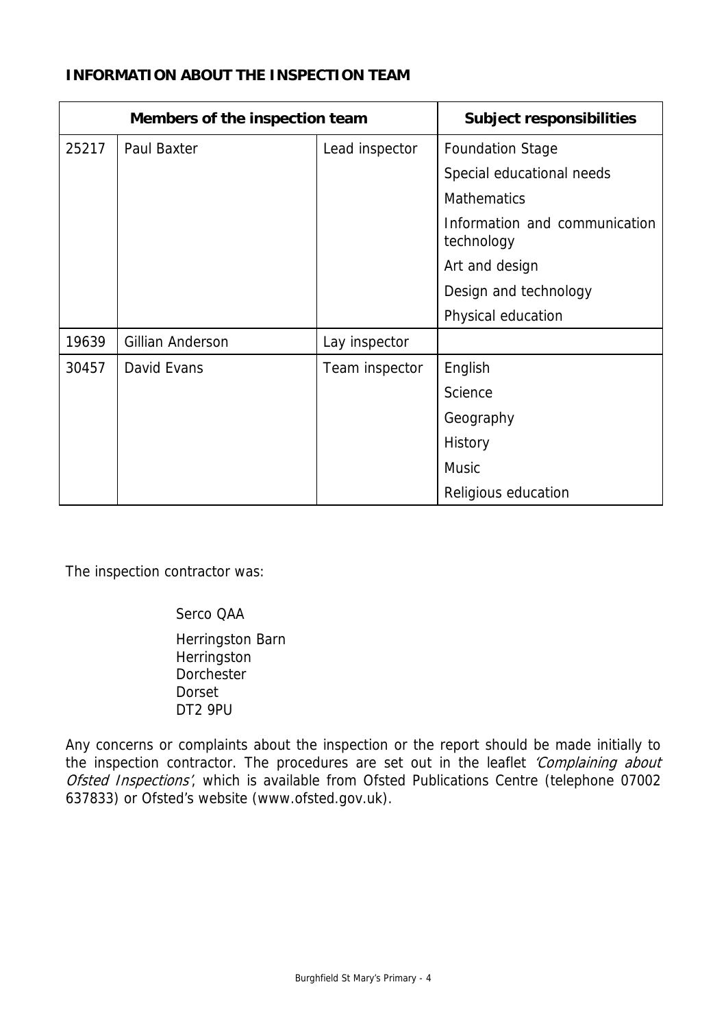**INFORMATION ABOUT THE INSPECTION TEAM**

| Members of the inspection team | | | Subject responsibilities |
|---|---|---|---|
| 25217 | Paul Baxter | Lead inspector | Foundation Stage |
| | | | Special educational needs |
| | | | Mathematics |
| | | | Information and communication technology |
| | | | Art and design |
| | | | Design and technology |
| | | | Physical education |
| 19639 | Gillian Anderson | Lay inspector | |
| 30457 | David Evans | Team inspector | English |
| | | | Science |
| | | | Geography |
| | | | History |
| | | | Music |
| | | | Religious education |

The inspection contractor was:

Serco QAA

Herringston Barn
Herringston
Dorchester
Dorset
DT2 9PU

Any concerns or complaints about the inspection or the report should be made initially to the inspection contractor. The procedures are set out in the leaflet *'Complaining about Ofsted Inspections'*, which is available from Ofsted Publications Centre (telephone 07002 637833) or Ofsted's website (www.ofsted.gov.uk).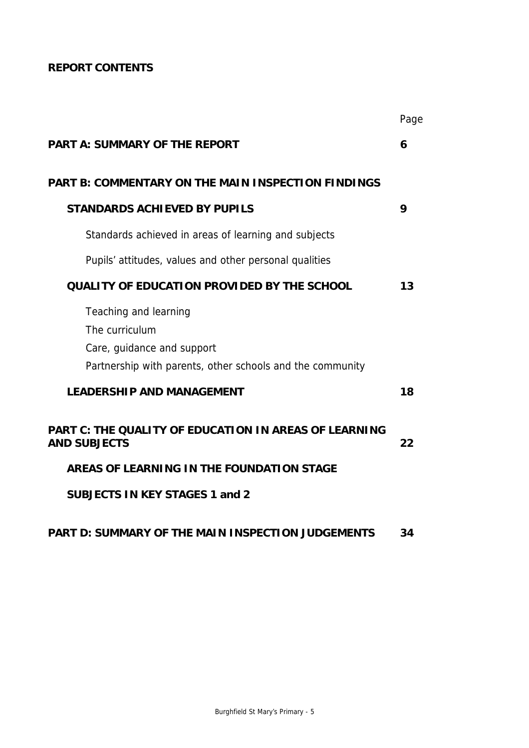**REPORT CONTENTS**

| | Page |
|---|---|
| **PART A: SUMMARY OF THE REPORT** | **6** |
| **PART B: COMMENTARY ON THE MAIN INSPECTION FINDINGS** | |
| **STANDARDS ACHIEVED BY PUPILS** | **9** |
| Standards achieved in areas of learning and subjects | |
| Pupils' attitudes, values and other personal qualities | |
| **QUALITY OF EDUCATION PROVIDED BY THE SCHOOL** | **13** |
| Teaching and learning | |
| The curriculum | |
| Care, guidance and support | |
| Partnership with parents, other schools and the community | |
| **LEADERSHIP AND MANAGEMENT** | **18** |
| **PART C: THE QUALITY OF EDUCATION IN AREAS OF LEARNING AND SUBJECTS** | **22** |
| **AREAS OF LEARNING IN THE FOUNDATION STAGE** | |
| **SUBJECTS IN KEY STAGES 1 and 2** | |
| **PART D: SUMMARY OF THE MAIN INSPECTION JUDGEMENTS** | **34** |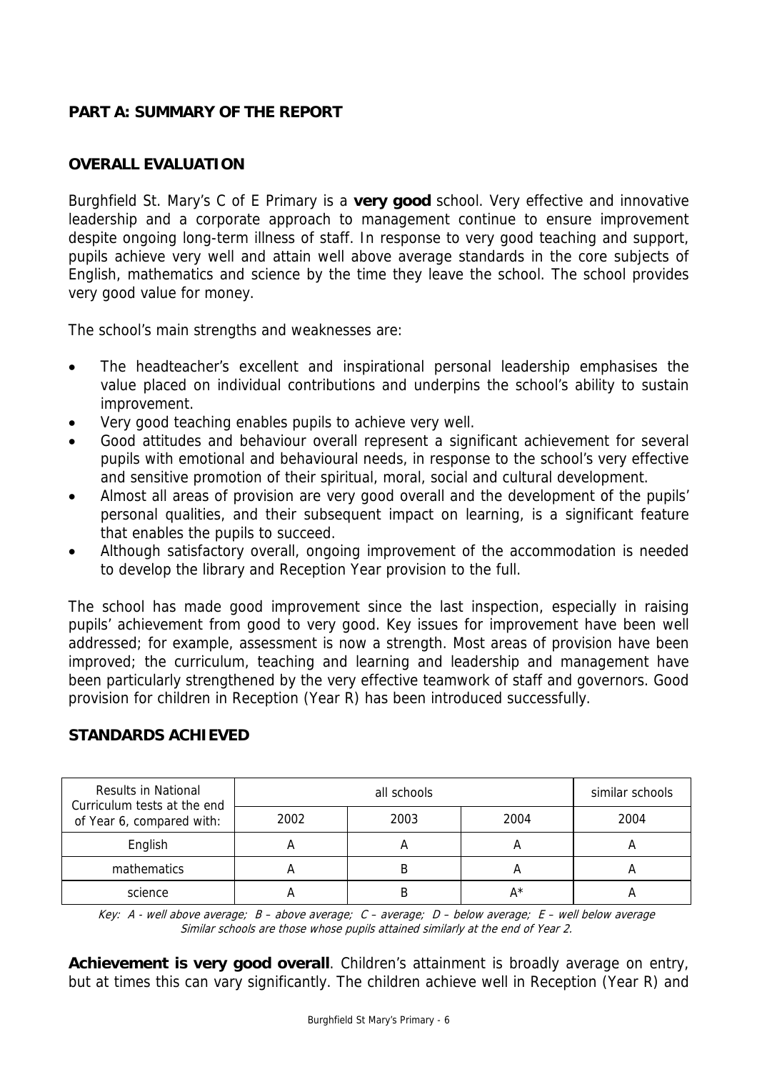## PART A: SUMMARY OF THE REPORT

### OVERALL EVALUATION

Burghfield St. Mary's C of E Primary is a **very good** school. Very effective and innovative leadership and a corporate approach to management continue to ensure improvement despite ongoing long-term illness of staff. In response to very good teaching and support, pupils achieve very well and attain well above average standards in the core subjects of English, mathematics and science by the time they leave the school. The school provides very good value for money.

The school's main strengths and weaknesses are:

- The headteacher's excellent and inspirational personal leadership emphasises the value placed on individual contributions and underpins the school's ability to sustain improvement.
- Very good teaching enables pupils to achieve very well.
- Good attitudes and behaviour overall represent a significant achievement for several pupils with emotional and behavioural needs, in response to the school's very effective and sensitive promotion of their spiritual, moral, social and cultural development.
- Almost all areas of provision are very good overall and the development of the pupils' personal qualities, and their subsequent impact on learning, is a significant feature that enables the pupils to succeed.
- Although satisfactory overall, ongoing improvement of the accommodation is needed to develop the library and Reception Year provision to the full.

The school has made good improvement since the last inspection, especially in raising pupils' achievement from good to very good. Key issues for improvement have been well addressed; for example, assessment is now a strength. Most areas of provision have been improved; the curriculum, teaching and learning and leadership and management have been particularly strengthened by the very effective teamwork of staff and governors. Good provision for children in Reception (Year R) has been introduced successfully.

### STANDARDS ACHIEVED

| Results in National Curriculum tests at the end of Year 6, compared with: | all schools | | | similar schools |
|---|---|---|---|---|
| | 2002 | 2003 | 2004 | 2004 |
| English | A | A | A | A |
| mathematics | A | B | A | A |
| science | A | B | A* | A |

*Key: A - well above average; B – above average; C – average; D – below average; E – well below average*
*Similar schools are those whose pupils attained similarly at the end of Year 2.*

**Achievement is very good overall**. Children's attainment is broadly average on entry, but at times this can vary significantly. The children achieve well in Reception (Year R) and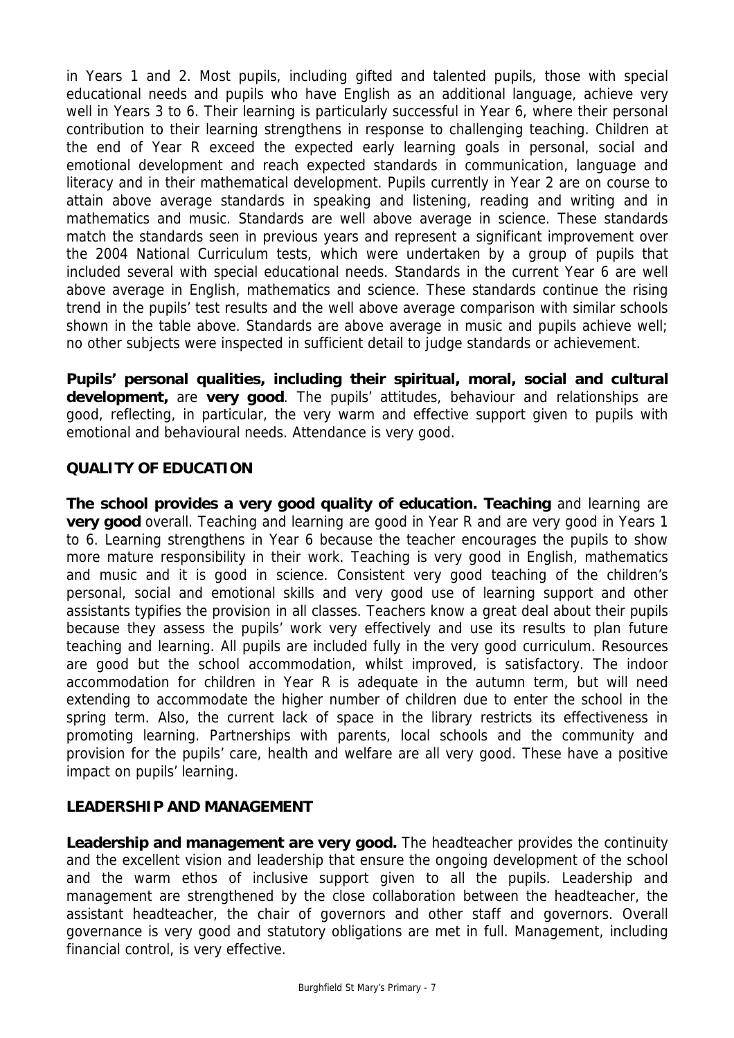in Years 1 and 2. Most pupils, including gifted and talented pupils, those with special educational needs and pupils who have English as an additional language, achieve very well in Years 3 to 6. Their learning is particularly successful in Year 6, where their personal contribution to their learning strengthens in response to challenging teaching. Children at the end of Year R exceed the expected early learning goals in personal, social and emotional development and reach expected standards in communication, language and literacy and in their mathematical development. Pupils currently in Year 2 are on course to attain above average standards in speaking and listening, reading and writing and in mathematics and music. Standards are well above average in science. These standards match the standards seen in previous years and represent a significant improvement over the 2004 National Curriculum tests, which were undertaken by a group of pupils that included several with special educational needs. Standards in the current Year 6 are well above average in English, mathematics and science. These standards continue the rising trend in the pupils' test results and the well above average comparison with similar schools shown in the table above. Standards are above average in music and pupils achieve well; no other subjects were inspected in sufficient detail to judge standards or achievement.

**Pupils' personal qualities, including their spiritual, moral, social and cultural development,** are **very good**. The pupils' attitudes, behaviour and relationships are good, reflecting, in particular, the very warm and effective support given to pupils with emotional and behavioural needs. Attendance is very good.

## QUALITY OF EDUCATION

**The school provides a very good quality of education. Teaching** and learning are **very good** overall. Teaching and learning are good in Year R and are very good in Years 1 to 6. Learning strengthens in Year 6 because the teacher encourages the pupils to show more mature responsibility in their work. Teaching is very good in English, mathematics and music and it is good in science. Consistent very good teaching of the children's personal, social and emotional skills and very good use of learning support and other assistants typifies the provision in all classes. Teachers know a great deal about their pupils because they assess the pupils' work very effectively and use its results to plan future teaching and learning. All pupils are included fully in the very good curriculum. Resources are good but the school accommodation, whilst improved, is satisfactory. The indoor accommodation for children in Year R is adequate in the autumn term, but will need extending to accommodate the higher number of children due to enter the school in the spring term. Also, the current lack of space in the library restricts its effectiveness in promoting learning. Partnerships with parents, local schools and the community and provision for the pupils' care, health and welfare are all very good. These have a positive impact on pupils' learning.

## LEADERSHIP AND MANAGEMENT

**Leadership and management are very good.** The headteacher provides the continuity and the excellent vision and leadership that ensure the ongoing development of the school and the warm ethos of inclusive support given to all the pupils. Leadership and management are strengthened by the close collaboration between the headteacher, the assistant headteacher, the chair of governors and other staff and governors. Overall governance is very good and statutory obligations are met in full. Management, including financial control, is very effective.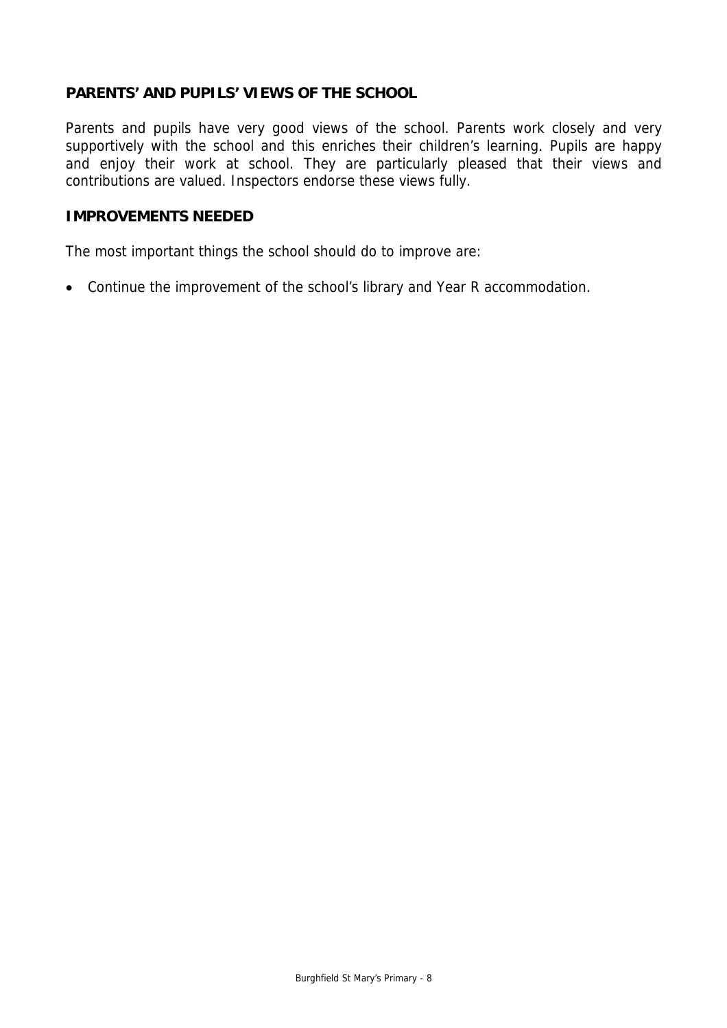## PARENTS' AND PUPILS' VIEWS OF THE SCHOOL

Parents and pupils have very good views of the school. Parents work closely and very supportively with the school and this enriches their children's learning. Pupils are happy and enjoy their work at school. They are particularly pleased that their views and contributions are valued. Inspectors endorse these views fully.

## IMPROVEMENTS NEEDED

The most important things the school should do to improve are:

- Continue the improvement of the school's library and Year R accommodation.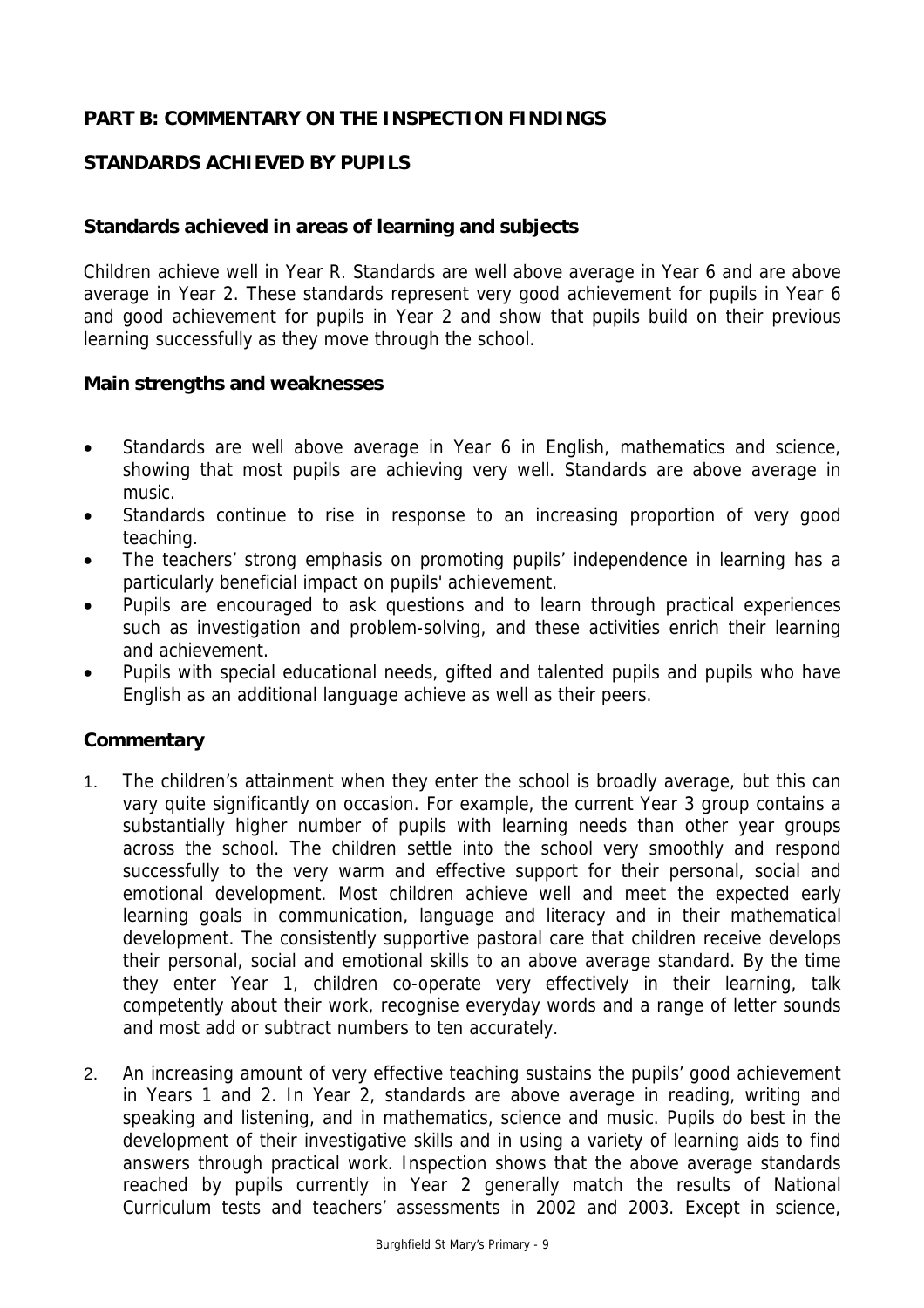## PART B: COMMENTARY ON THE INSPECTION FINDINGS

## STANDARDS ACHIEVED BY PUPILS

### Standards achieved in areas of learning and subjects

Children achieve well in Year R. Standards are well above average in Year 6 and are above average in Year 2. These standards represent very good achievement for pupils in Year 6 and good achievement for pupils in Year 2 and show that pupils build on their previous learning successfully as they move through the school.

### Main strengths and weaknesses

- Standards are well above average in Year 6 in English, mathematics and science, showing that most pupils are achieving very well. Standards are above average in music.
- Standards continue to rise in response to an increasing proportion of very good teaching.
- The teachers' strong emphasis on promoting pupils' independence in learning has a particularly beneficial impact on pupils' achievement.
- Pupils are encouraged to ask questions and to learn through practical experiences such as investigation and problem-solving, and these activities enrich their learning and achievement.
- Pupils with special educational needs, gifted and talented pupils and pupils who have English as an additional language achieve as well as their peers.

### Commentary

1. The children's attainment when they enter the school is broadly average, but this can vary quite significantly on occasion. For example, the current Year 3 group contains a substantially higher number of pupils with learning needs than other year groups across the school. The children settle into the school very smoothly and respond successfully to the very warm and effective support for their personal, social and emotional development. Most children achieve well and meet the expected early learning goals in communication, language and literacy and in their mathematical development. The consistently supportive pastoral care that children receive develops their personal, social and emotional skills to an above average standard. By the time they enter Year 1, children co-operate very effectively in their learning, talk competently about their work, recognise everyday words and a range of letter sounds and most add or subtract numbers to ten accurately.

2. An increasing amount of very effective teaching sustains the pupils' good achievement in Years 1 and 2. In Year 2, standards are above average in reading, writing and speaking and listening, and in mathematics, science and music. Pupils do best in the development of their investigative skills and in using a variety of learning aids to find answers through practical work. Inspection shows that the above average standards reached by pupils currently in Year 2 generally match the results of National Curriculum tests and teachers' assessments in 2002 and 2003. Except in science,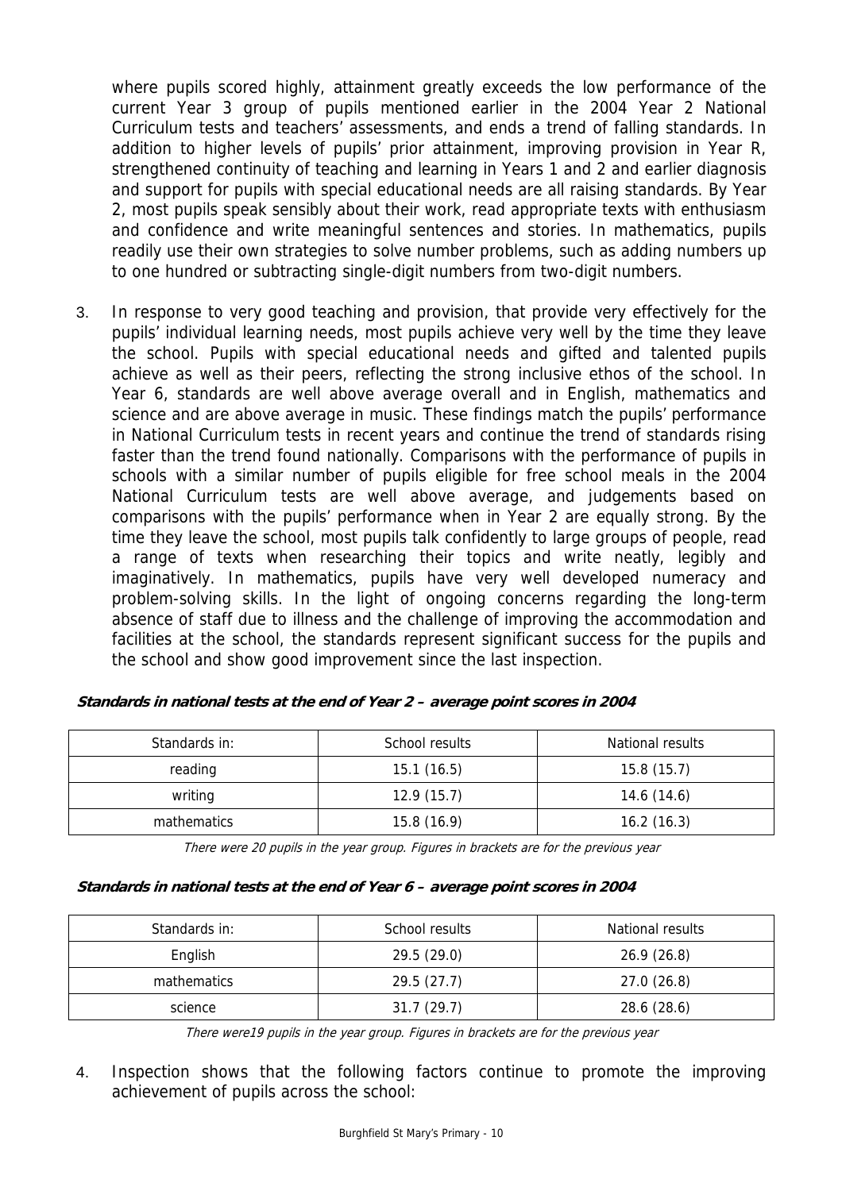where pupils scored highly, attainment greatly exceeds the low performance of the current Year 3 group of pupils mentioned earlier in the 2004 Year 2 National Curriculum tests and teachers' assessments, and ends a trend of falling standards. In addition to higher levels of pupils' prior attainment, improving provision in Year R, strengthened continuity of teaching and learning in Years 1 and 2 and earlier diagnosis and support for pupils with special educational needs are all raising standards. By Year 2, most pupils speak sensibly about their work, read appropriate texts with enthusiasm and confidence and write meaningful sentences and stories. In mathematics, pupils readily use their own strategies to solve number problems, such as adding numbers up to one hundred or subtracting single-digit numbers from two-digit numbers.

3. In response to very good teaching and provision, that provide very effectively for the pupils' individual learning needs, most pupils achieve very well by the time they leave the school. Pupils with special educational needs and gifted and talented pupils achieve as well as their peers, reflecting the strong inclusive ethos of the school. In Year 6, standards are well above average overall and in English, mathematics and science and are above average in music. These findings match the pupils' performance in National Curriculum tests in recent years and continue the trend of standards rising faster than the trend found nationally. Comparisons with the performance of pupils in schools with a similar number of pupils eligible for free school meals in the 2004 National Curriculum tests are well above average, and judgements based on comparisons with the pupils' performance when in Year 2 are equally strong. By the time they leave the school, most pupils talk confidently to large groups of people, read a range of texts when researching their topics and write neatly, legibly and imaginatively. In mathematics, pupils have very well developed numeracy and problem-solving skills. In the light of ongoing concerns regarding the long-term absence of staff due to illness and the challenge of improving the accommodation and facilities at the school, the standards represent significant success for the pupils and the school and show good improvement since the last inspection.

***Standards in national tests at the end of Year 2 – average point scores in 2004***

| Standards in: | School results | National results |
|---|---|---|
| reading | 15.1 (16.5) | 15.8 (15.7) |
| writing | 12.9 (15.7) | 14.6 (14.6) |
| mathematics | 15.8 (16.9) | 16.2 (16.3) |

*There were 20 pupils in the year group. Figures in brackets are for the previous year*

***Standards in national tests at the end of Year 6 – average point scores in 2004***

| Standards in: | School results | National results |
|---|---|---|
| English | 29.5 (29.0) | 26.9 (26.8) |
| mathematics | 29.5 (27.7) | 27.0 (26.8) |
| science | 31.7 (29.7) | 28.6 (28.6) |

*There were19 pupils in the year group. Figures in brackets are for the previous year*

4. Inspection shows that the following factors continue to promote the improving achievement of pupils across the school: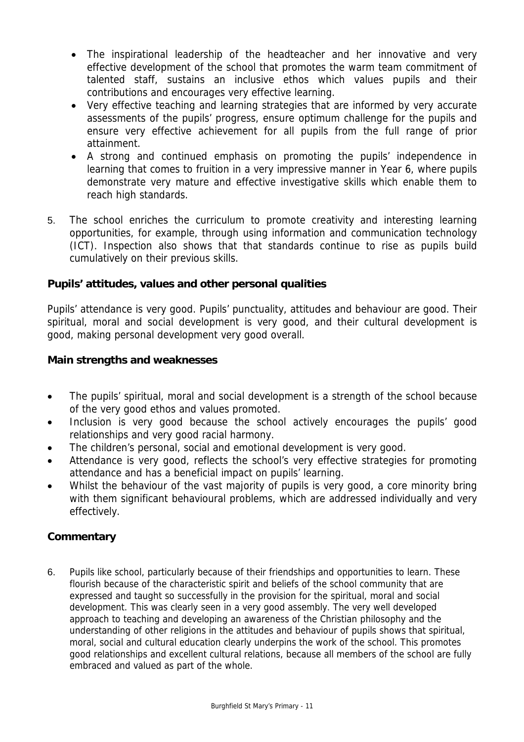- The inspirational leadership of the headteacher and her innovative and very effective development of the school that promotes the warm team commitment of talented staff, sustains an inclusive ethos which values pupils and their contributions and encourages very effective learning.
- Very effective teaching and learning strategies that are informed by very accurate assessments of the pupils' progress, ensure optimum challenge for the pupils and ensure very effective achievement for all pupils from the full range of prior attainment.
- A strong and continued emphasis on promoting the pupils' independence in learning that comes to fruition in a very impressive manner in Year 6, where pupils demonstrate very mature and effective investigative skills which enable them to reach high standards.

5. The school enriches the curriculum to promote creativity and interesting learning opportunities, for example, through using information and communication technology (ICT). Inspection also shows that that standards continue to rise as pupils build cumulatively on their previous skills.

### Pupils' attitudes, values and other personal qualities

Pupils' attendance is very good. Pupils' punctuality, attitudes and behaviour are good. Their spiritual, moral and social development is very good, and their cultural development is good, making personal development very good overall.

### Main strengths and weaknesses

- The pupils' spiritual, moral and social development is a strength of the school because of the very good ethos and values promoted.
- Inclusion is very good because the school actively encourages the pupils' good relationships and very good racial harmony.
- The children's personal, social and emotional development is very good.
- Attendance is very good, reflects the school's very effective strategies for promoting attendance and has a beneficial impact on pupils' learning.
- Whilst the behaviour of the vast majority of pupils is very good, a core minority bring with them significant behavioural problems, which are addressed individually and very effectively.

### Commentary

6. Pupils like school, particularly because of their friendships and opportunities to learn. These flourish because of the characteristic spirit and beliefs of the school community that are expressed and taught so successfully in the provision for the spiritual, moral and social development. This was clearly seen in a very good assembly. The very well developed approach to teaching and developing an awareness of the Christian philosophy and the understanding of other religions in the attitudes and behaviour of pupils shows that spiritual, moral, social and cultural education clearly underpins the work of the school. This promotes good relationships and excellent cultural relations, because all members of the school are fully embraced and valued as part of the whole.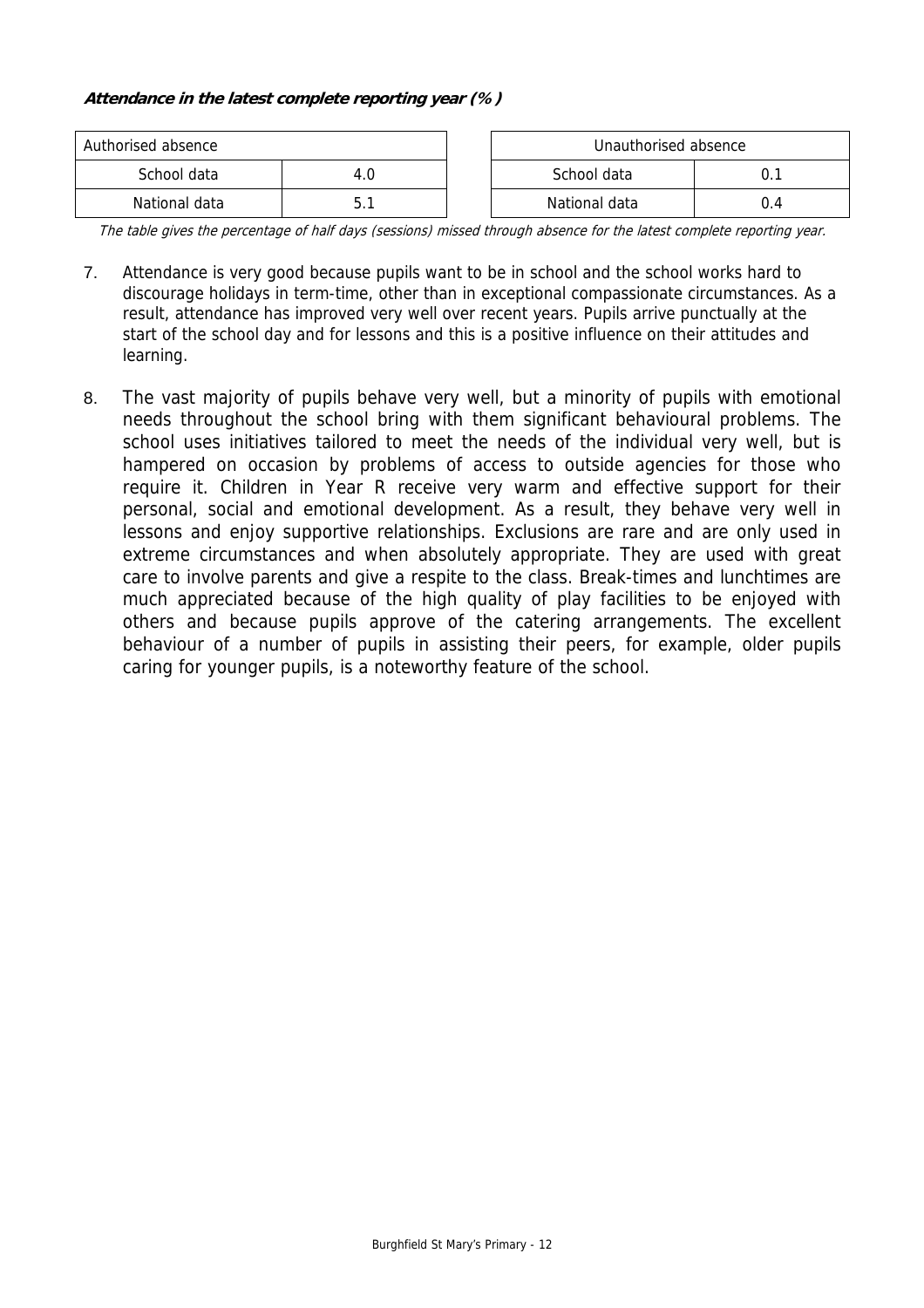***Attendance in the latest complete reporting year (%)***

| Authorised absence | |
|---|---|
| School data | 4.0 |
| National data | 5.1 |

| Unauthorised absence | |
|---|---|
| School data | 0.1 |
| National data | 0.4 |

*The table gives the percentage of half days (sessions) missed through absence for the latest complete reporting year.*

7. Attendance is very good because pupils want to be in school and the school works hard to discourage holidays in term-time, other than in exceptional compassionate circumstances. As a result, attendance has improved very well over recent years. Pupils arrive punctually at the start of the school day and for lessons and this is a positive influence on their attitudes and learning.

8. The vast majority of pupils behave very well, but a minority of pupils with emotional needs throughout the school bring with them significant behavioural problems. The school uses initiatives tailored to meet the needs of the individual very well, but is hampered on occasion by problems of access to outside agencies for those who require it. Children in Year R receive very warm and effective support for their personal, social and emotional development. As a result, they behave very well in lessons and enjoy supportive relationships. Exclusions are rare and are only used in extreme circumstances and when absolutely appropriate. They are used with great care to involve parents and give a respite to the class. Break-times and lunchtimes are much appreciated because of the high quality of play facilities to be enjoyed with others and because pupils approve of the catering arrangements. The excellent behaviour of a number of pupils in assisting their peers, for example, older pupils caring for younger pupils, is a noteworthy feature of the school.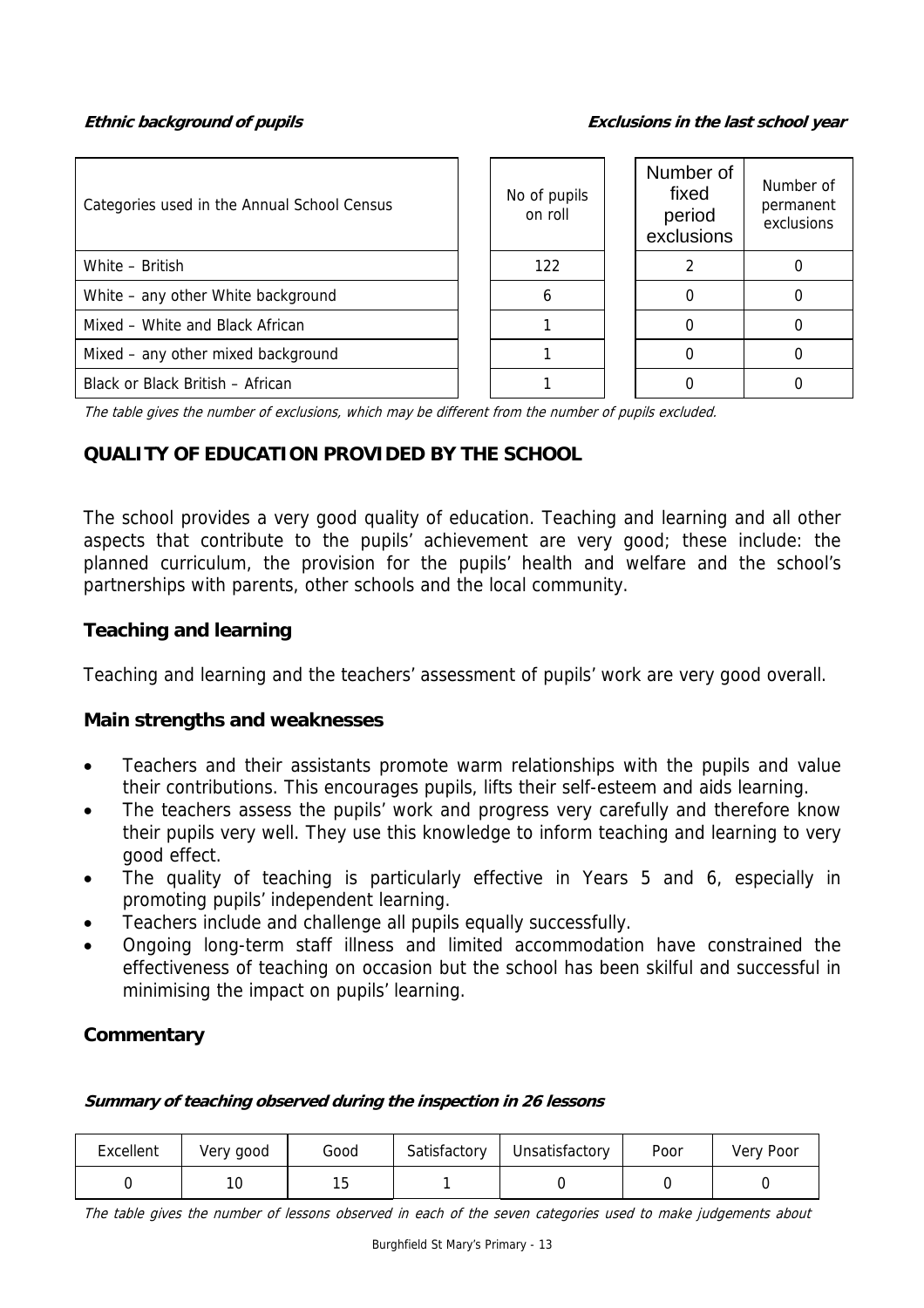***Ethnic background of pupils*** ***Exclusions in the last school year***

| Categories used in the Annual School Census | No of pupils on roll | Number of fixed period exclusions | Number of permanent exclusions |
|---|---|---|---|
| White – British | 122 | 2 | 0 |
| White – any other White background | 6 | 0 | 0 |
| Mixed – White and Black African | 1 | 0 | 0 |
| Mixed – any other mixed background | 1 | 0 | 0 |
| Black or Black British – African | 1 | 0 | 0 |

*The table gives the number of exclusions, which may be different from the number of pupils excluded.*

## QUALITY OF EDUCATION PROVIDED BY THE SCHOOL

The school provides a very good quality of education. Teaching and learning and all other aspects that contribute to the pupils' achievement are very good; these include: the planned curriculum, the provision for the pupils' health and welfare and the school's partnerships with parents, other schools and the local community.

### Teaching and learning

Teaching and learning and the teachers' assessment of pupils' work are very good overall.

### Main strengths and weaknesses

- Teachers and their assistants promote warm relationships with the pupils and value their contributions. This encourages pupils, lifts their self-esteem and aids learning.
- The teachers assess the pupils' work and progress very carefully and therefore know their pupils very well. They use this knowledge to inform teaching and learning to very good effect.
- The quality of teaching is particularly effective in Years 5 and 6, especially in promoting pupils' independent learning.
- Teachers include and challenge all pupils equally successfully.
- Ongoing long-term staff illness and limited accommodation have constrained the effectiveness of teaching on occasion but the school has been skilful and successful in minimising the impact on pupils' learning.

### Commentary

***Summary of teaching observed during the inspection in 26 lessons***

| Excellent | Very good | Good | Satisfactory | Unsatisfactory | Poor | Very Poor |
|---|---|---|---|---|---|---|
| 0 | 10 | 15 | 1 | 0 | 0 | 0 |

*The table gives the number of lessons observed in each of the seven categories used to make judgements about*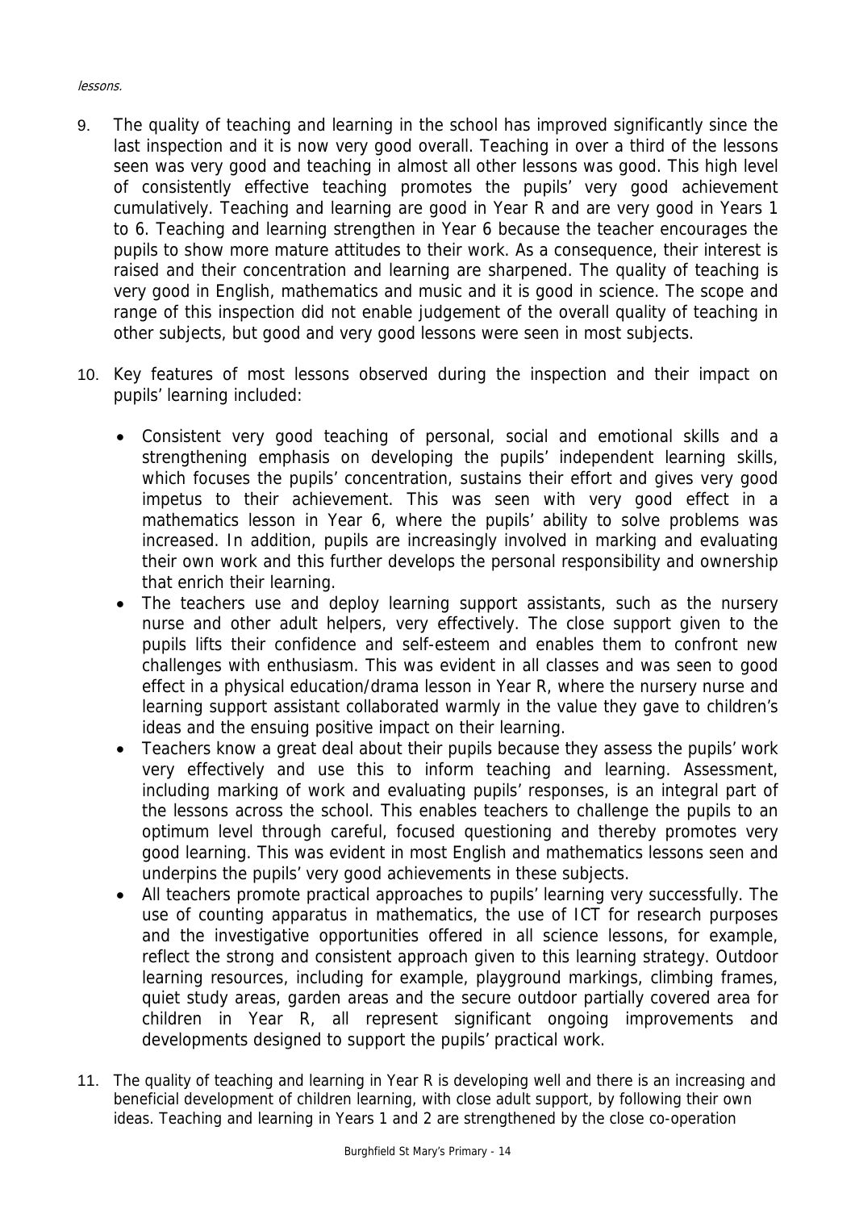*lessons.*

9. The quality of teaching and learning in the school has improved significantly since the last inspection and it is now very good overall. Teaching in over a third of the lessons seen was very good and teaching in almost all other lessons was good. This high level of consistently effective teaching promotes the pupils' very good achievement cumulatively. Teaching and learning are good in Year R and are very good in Years 1 to 6. Teaching and learning strengthen in Year 6 because the teacher encourages the pupils to show more mature attitudes to their work. As a consequence, their interest is raised and their concentration and learning are sharpened. The quality of teaching is very good in English, mathematics and music and it is good in science. The scope and range of this inspection did not enable judgement of the overall quality of teaching in other subjects, but good and very good lessons were seen in most subjects.

10. Key features of most lessons observed during the inspection and their impact on pupils' learning included:

    - Consistent very good teaching of personal, social and emotional skills and a strengthening emphasis on developing the pupils' independent learning skills, which focuses the pupils' concentration, sustains their effort and gives very good impetus to their achievement. This was seen with very good effect in a mathematics lesson in Year 6, where the pupils' ability to solve problems was increased. In addition, pupils are increasingly involved in marking and evaluating their own work and this further develops the personal responsibility and ownership that enrich their learning.
    - The teachers use and deploy learning support assistants, such as the nursery nurse and other adult helpers, very effectively. The close support given to the pupils lifts their confidence and self-esteem and enables them to confront new challenges with enthusiasm. This was evident in all classes and was seen to good effect in a physical education/drama lesson in Year R, where the nursery nurse and learning support assistant collaborated warmly in the value they gave to children's ideas and the ensuing positive impact on their learning.
    - Teachers know a great deal about their pupils because they assess the pupils' work very effectively and use this to inform teaching and learning. Assessment, including marking of work and evaluating pupils' responses, is an integral part of the lessons across the school. This enables teachers to challenge the pupils to an optimum level through careful, focused questioning and thereby promotes very good learning. This was evident in most English and mathematics lessons seen and underpins the pupils' very good achievements in these subjects.
    - All teachers promote practical approaches to pupils' learning very successfully. The use of counting apparatus in mathematics, the use of ICT for research purposes and the investigative opportunities offered in all science lessons, for example, reflect the strong and consistent approach given to this learning strategy. Outdoor learning resources, including for example, playground markings, climbing frames, quiet study areas, garden areas and the secure outdoor partially covered area for children in Year R, all represent significant ongoing improvements and developments designed to support the pupils' practical work.

11. The quality of teaching and learning in Year R is developing well and there is an increasing and beneficial development of children learning, with close adult support, by following their own ideas. Teaching and learning in Years 1 and 2 are strengthened by the close co-operation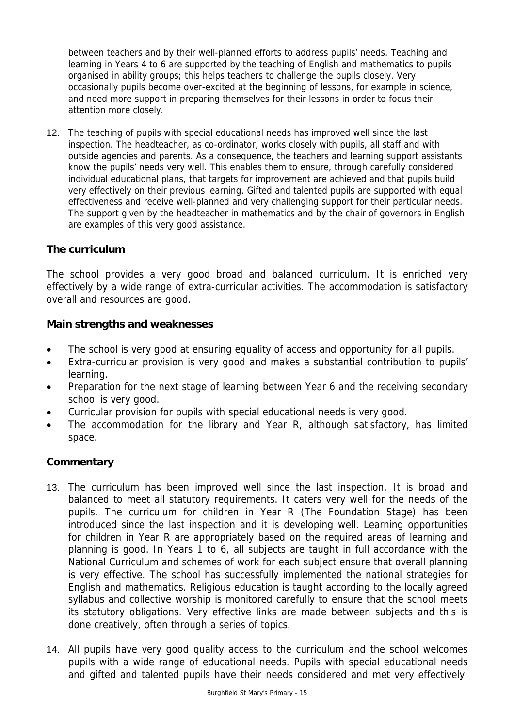between teachers and by their well-planned efforts to address pupils' needs. Teaching and learning in Years 4 to 6 are supported by the teaching of English and mathematics to pupils organised in ability groups; this helps teachers to challenge the pupils closely. Very occasionally pupils become over-excited at the beginning of lessons, for example in science, and need more support in preparing themselves for their lessons in order to focus their attention more closely.

12. The teaching of pupils with special educational needs has improved well since the last inspection. The headteacher, as co-ordinator, works closely with pupils, all staff and with outside agencies and parents. As a consequence, the teachers and learning support assistants know the pupils' needs very well. This enables them to ensure, through carefully considered individual educational plans, that targets for improvement are achieved and that pupils build very effectively on their previous learning. Gifted and talented pupils are supported with equal effectiveness and receive well-planned and very challenging support for their particular needs. The support given by the headteacher in mathematics and by the chair of governors in English are examples of this very good assistance.

### The curriculum

The school provides a very good broad and balanced curriculum. It is enriched very effectively by a wide range of extra-curricular activities. The accommodation is satisfactory overall and resources are good.

#### Main strengths and weaknesses

- The school is very good at ensuring equality of access and opportunity for all pupils.
- Extra-curricular provision is very good and makes a substantial contribution to pupils' learning.
- Preparation for the next stage of learning between Year 6 and the receiving secondary school is very good.
- Curricular provision for pupils with special educational needs is very good.
- The accommodation for the library and Year R, although satisfactory, has limited space.

#### Commentary

13. The curriculum has been improved well since the last inspection. It is broad and balanced to meet all statutory requirements. It caters very well for the needs of the pupils. The curriculum for children in Year R (The Foundation Stage) has been introduced since the last inspection and it is developing well. Learning opportunities for children in Year R are appropriately based on the required areas of learning and planning is good. In Years 1 to 6, all subjects are taught in full accordance with the National Curriculum and schemes of work for each subject ensure that overall planning is very effective. The school has successfully implemented the national strategies for English and mathematics. Religious education is taught according to the locally agreed syllabus and collective worship is monitored carefully to ensure that the school meets its statutory obligations. Very effective links are made between subjects and this is done creatively, often through a series of topics.

14. All pupils have very good quality access to the curriculum and the school welcomes pupils with a wide range of educational needs. Pupils with special educational needs and gifted and talented pupils have their needs considered and met very effectively.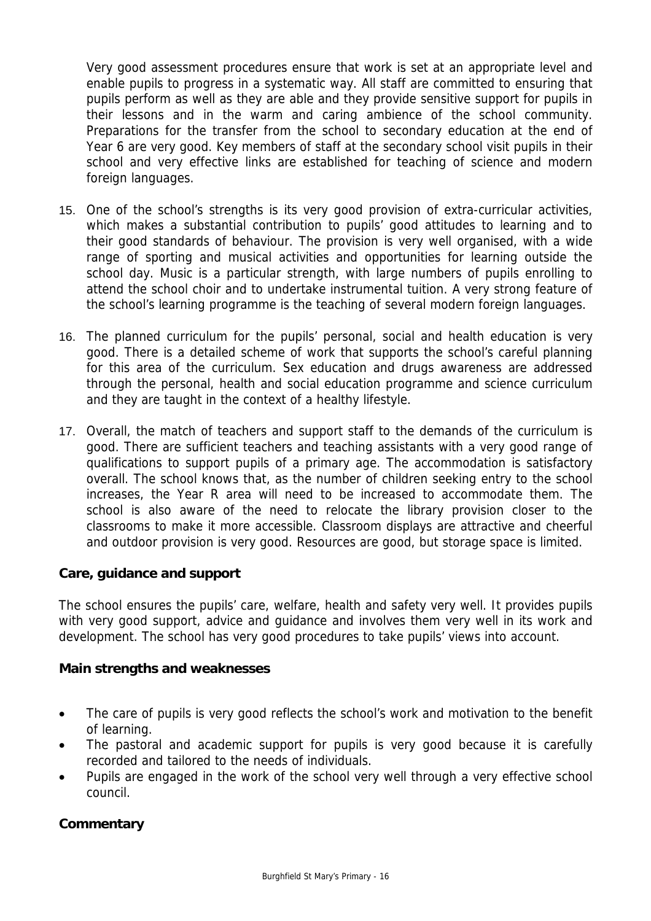Very good assessment procedures ensure that work is set at an appropriate level and enable pupils to progress in a systematic way. All staff are committed to ensuring that pupils perform as well as they are able and they provide sensitive support for pupils in their lessons and in the warm and caring ambience of the school community. Preparations for the transfer from the school to secondary education at the end of Year 6 are very good. Key members of staff at the secondary school visit pupils in their school and very effective links are established for teaching of science and modern foreign languages.

15. One of the school's strengths is its very good provision of extra-curricular activities, which makes a substantial contribution to pupils' good attitudes to learning and to their good standards of behaviour. The provision is very well organised, with a wide range of sporting and musical activities and opportunities for learning outside the school day. Music is a particular strength, with large numbers of pupils enrolling to attend the school choir and to undertake instrumental tuition. A very strong feature of the school's learning programme is the teaching of several modern foreign languages.

16. The planned curriculum for the pupils' personal, social and health education is very good. There is a detailed scheme of work that supports the school's careful planning for this area of the curriculum. Sex education and drugs awareness are addressed through the personal, health and social education programme and science curriculum and they are taught in the context of a healthy lifestyle.

17. Overall, the match of teachers and support staff to the demands of the curriculum is good. There are sufficient teachers and teaching assistants with a very good range of qualifications to support pupils of a primary age. The accommodation is satisfactory overall. The school knows that, as the number of children seeking entry to the school increases, the Year R area will need to be increased to accommodate them. The school is also aware of the need to relocate the library provision closer to the classrooms to make it more accessible. Classroom displays are attractive and cheerful and outdoor provision is very good. Resources are good, but storage space is limited.

### Care, guidance and support

The school ensures the pupils' care, welfare, health and safety very well. It provides pupils with very good support, advice and guidance and involves them very well in its work and development. The school has very good procedures to take pupils' views into account.

#### Main strengths and weaknesses

- The care of pupils is very good reflects the school's work and motivation to the benefit of learning.
- The pastoral and academic support for pupils is very good because it is carefully recorded and tailored to the needs of individuals.
- Pupils are engaged in the work of the school very well through a very effective school council.

#### Commentary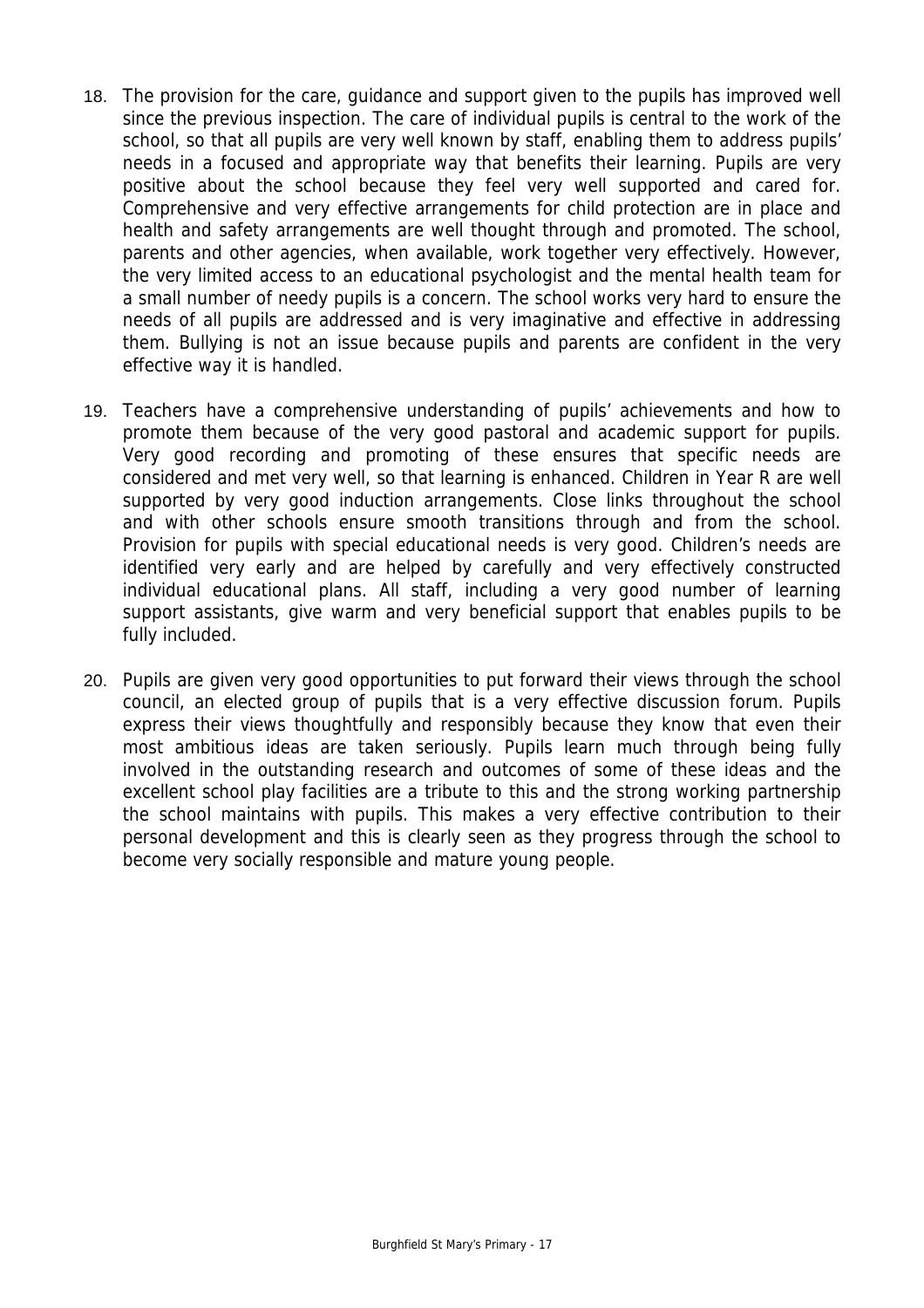18. The provision for the care, guidance and support given to the pupils has improved well since the previous inspection. The care of individual pupils is central to the work of the school, so that all pupils are very well known by staff, enabling them to address pupils' needs in a focused and appropriate way that benefits their learning. Pupils are very positive about the school because they feel very well supported and cared for. Comprehensive and very effective arrangements for child protection are in place and health and safety arrangements are well thought through and promoted. The school, parents and other agencies, when available, work together very effectively. However, the very limited access to an educational psychologist and the mental health team for a small number of needy pupils is a concern. The school works very hard to ensure the needs of all pupils are addressed and is very imaginative and effective in addressing them. Bullying is not an issue because pupils and parents are confident in the very effective way it is handled.

19. Teachers have a comprehensive understanding of pupils' achievements and how to promote them because of the very good pastoral and academic support for pupils. Very good recording and promoting of these ensures that specific needs are considered and met very well, so that learning is enhanced. Children in Year R are well supported by very good induction arrangements. Close links throughout the school and with other schools ensure smooth transitions through and from the school. Provision for pupils with special educational needs is very good. Children's needs are identified very early and are helped by carefully and very effectively constructed individual educational plans. All staff, including a very good number of learning support assistants, give warm and very beneficial support that enables pupils to be fully included.

20. Pupils are given very good opportunities to put forward their views through the school council, an elected group of pupils that is a very effective discussion forum. Pupils express their views thoughtfully and responsibly because they know that even their most ambitious ideas are taken seriously. Pupils learn much through being fully involved in the outstanding research and outcomes of some of these ideas and the excellent school play facilities are a tribute to this and the strong working partnership the school maintains with pupils. This makes a very effective contribution to their personal development and this is clearly seen as they progress through the school to become very socially responsible and mature young people.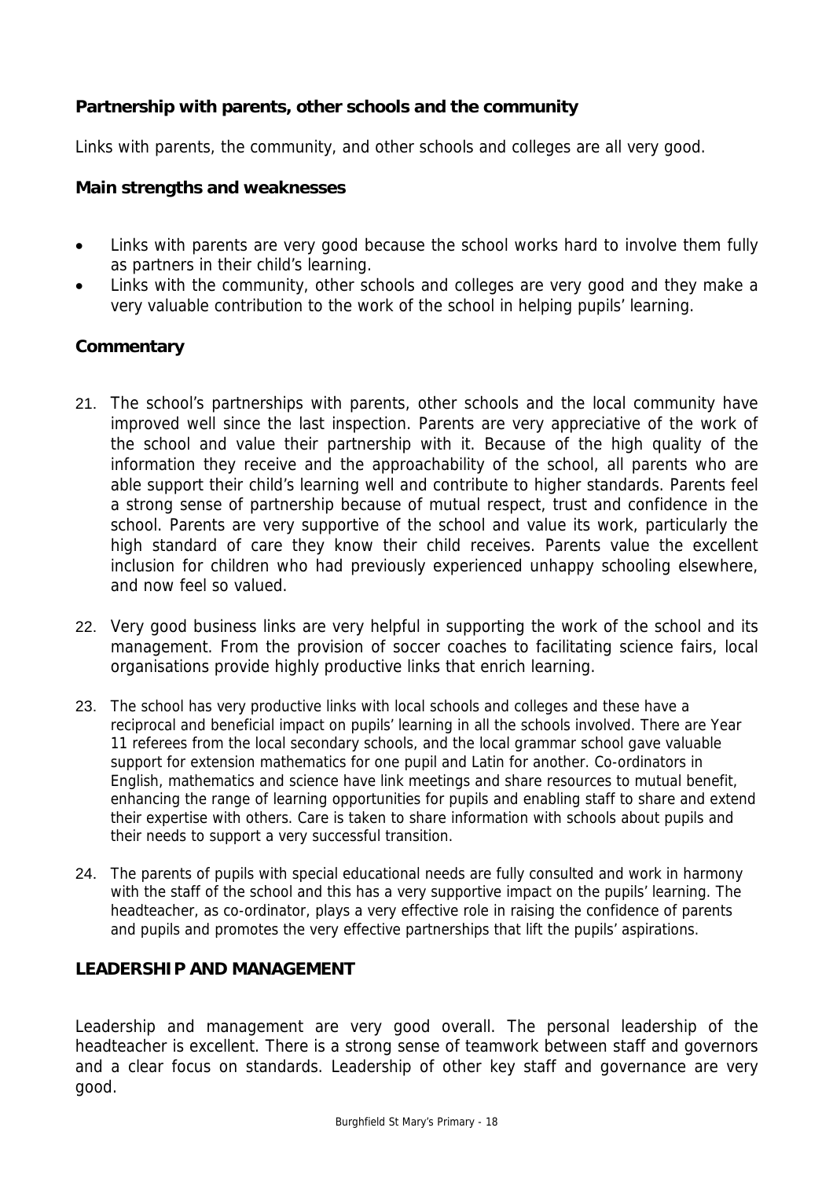### Partnership with parents, other schools and the community

Links with parents, the community, and other schools and colleges are all very good.

#### Main strengths and weaknesses

- Links with parents are very good because the school works hard to involve them fully as partners in their child's learning.
- Links with the community, other schools and colleges are very good and they make a very valuable contribution to the work of the school in helping pupils' learning.

#### Commentary

21. The school's partnerships with parents, other schools and the local community have improved well since the last inspection. Parents are very appreciative of the work of the school and value their partnership with it. Because of the high quality of the information they receive and the approachability of the school, all parents who are able support their child's learning well and contribute to higher standards. Parents feel a strong sense of partnership because of mutual respect, trust and confidence in the school. Parents are very supportive of the school and value its work, particularly the high standard of care they know their child receives. Parents value the excellent inclusion for children who had previously experienced unhappy schooling elsewhere, and now feel so valued.

22. Very good business links are very helpful in supporting the work of the school and its management. From the provision of soccer coaches to facilitating science fairs, local organisations provide highly productive links that enrich learning.

23. The school has very productive links with local schools and colleges and these have a reciprocal and beneficial impact on pupils' learning in all the schools involved. There are Year 11 referees from the local secondary schools, and the local grammar school gave valuable support for extension mathematics for one pupil and Latin for another. Co-ordinators in English, mathematics and science have link meetings and share resources to mutual benefit, enhancing the range of learning opportunities for pupils and enabling staff to share and extend their expertise with others. Care is taken to share information with schools about pupils and their needs to support a very successful transition.

24. The parents of pupils with special educational needs are fully consulted and work in harmony with the staff of the school and this has a very supportive impact on the pupils' learning. The headteacher, as co-ordinator, plays a very effective role in raising the confidence of parents and pupils and promotes the very effective partnerships that lift the pupils' aspirations.

## LEADERSHIP AND MANAGEMENT

Leadership and management are very good overall. The personal leadership of the headteacher is excellent. There is a strong sense of teamwork between staff and governors and a clear focus on standards. Leadership of other key staff and governance are very good.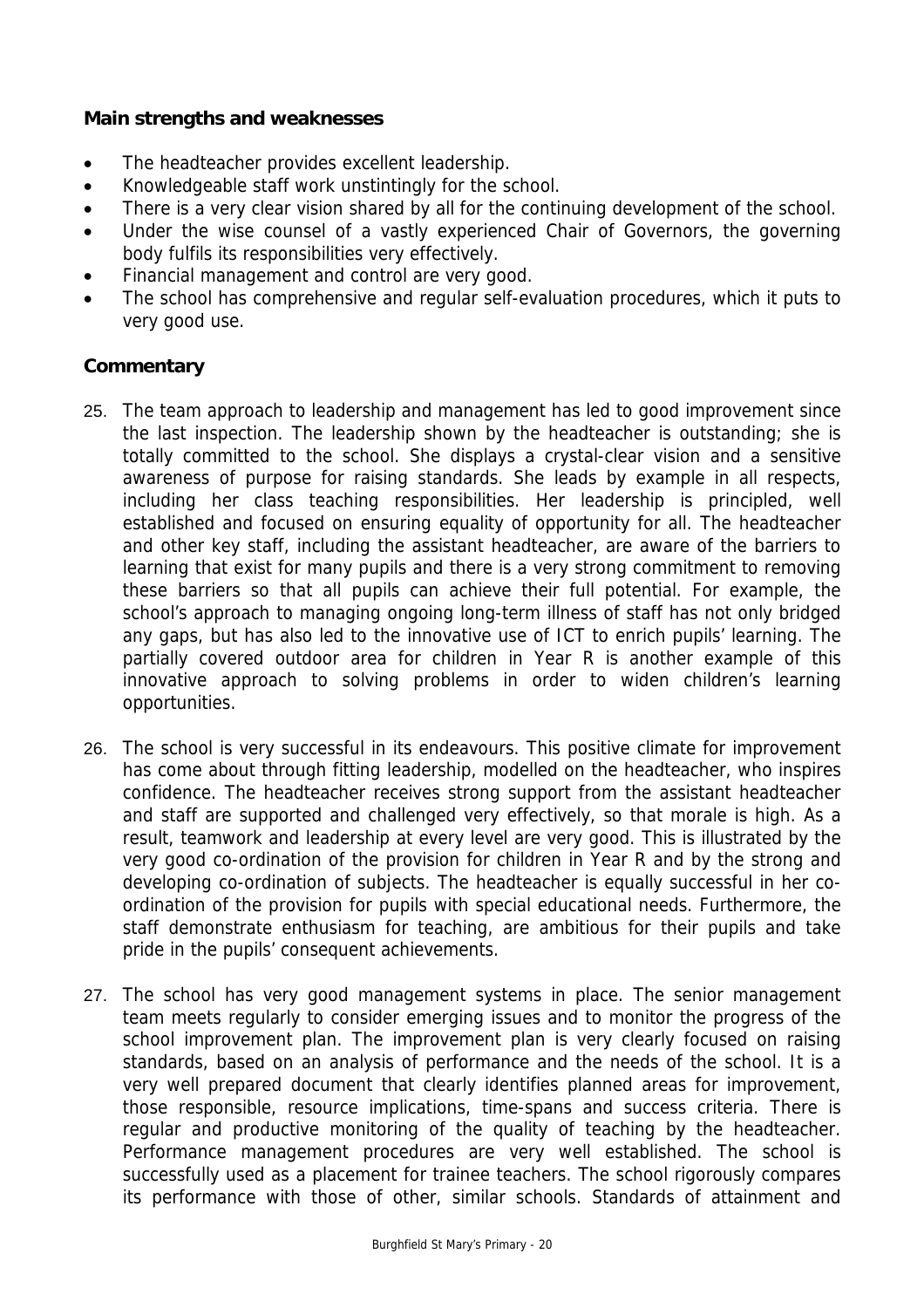**Main strengths and weaknesses**

- The headteacher provides excellent leadership.
- Knowledgeable staff work unstintingly for the school.
- There is a very clear vision shared by all for the continuing development of the school.
- Under the wise counsel of a vastly experienced Chair of Governors, the governing body fulfils its responsibilities very effectively.
- Financial management and control are very good.
- The school has comprehensive and regular self-evaluation procedures, which it puts to very good use.

**Commentary**

25. The team approach to leadership and management has led to good improvement since the last inspection. The leadership shown by the headteacher is outstanding; she is totally committed to the school. She displays a crystal-clear vision and a sensitive awareness of purpose for raising standards. She leads by example in all respects, including her class teaching responsibilities. Her leadership is principled, well established and focused on ensuring equality of opportunity for all. The headteacher and other key staff, including the assistant headteacher, are aware of the barriers to learning that exist for many pupils and there is a very strong commitment to removing these barriers so that all pupils can achieve their full potential. For example, the school's approach to managing ongoing long-term illness of staff has not only bridged any gaps, but has also led to the innovative use of ICT to enrich pupils' learning. The partially covered outdoor area for children in Year R is another example of this innovative approach to solving problems in order to widen children's learning opportunities.

26. The school is very successful in its endeavours. This positive climate for improvement has come about through fitting leadership, modelled on the headteacher, who inspires confidence. The headteacher receives strong support from the assistant headteacher and staff are supported and challenged very effectively, so that morale is high. As a result, teamwork and leadership at every level are very good. This is illustrated by the very good co-ordination of the provision for children in Year R and by the strong and developing co-ordination of subjects. The headteacher is equally successful in her co-ordination of the provision for pupils with special educational needs. Furthermore, the staff demonstrate enthusiasm for teaching, are ambitious for their pupils and take pride in the pupils' consequent achievements.

27. The school has very good management systems in place. The senior management team meets regularly to consider emerging issues and to monitor the progress of the school improvement plan. The improvement plan is very clearly focused on raising standards, based on an analysis of performance and the needs of the school. It is a very well prepared document that clearly identifies planned areas for improvement, those responsible, resource implications, time-spans and success criteria. There is regular and productive monitoring of the quality of teaching by the headteacher. Performance management procedures are very well established. The school is successfully used as a placement for trainee teachers. The school rigorously compares its performance with those of other, similar schools. Standards of attainment and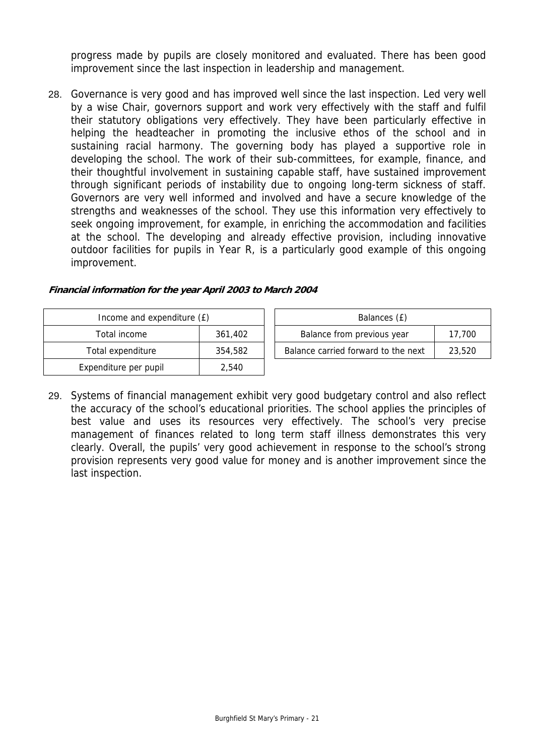progress made by pupils are closely monitored and evaluated. There has been good improvement since the last inspection in leadership and management.

28. Governance is very good and has improved well since the last inspection. Led very well by a wise Chair, governors support and work very effectively with the staff and fulfil their statutory obligations very effectively. They have been particularly effective in helping the headteacher in promoting the inclusive ethos of the school and in sustaining racial harmony. The governing body has played a supportive role in developing the school. The work of their sub-committees, for example, finance, and their thoughtful involvement in sustaining capable staff, have sustained improvement through significant periods of instability due to ongoing long-term sickness of staff. Governors are very well informed and involved and have a secure knowledge of the strengths and weaknesses of the school. They use this information very effectively to seek ongoing improvement, for example, in enriching the accommodation and facilities at the school. The developing and already effective provision, including innovative outdoor facilities for pupils in Year R, is a particularly good example of this ongoing improvement.

***Financial information for the year April 2003 to March 2004***

| Income and expenditure (£) | |
|---|---|
| Total income | 361,402 |
| Total expenditure | 354,582 |
| Expenditure per pupil | 2,540 |

| Balances (£) | |
|---|---|
| Balance from previous year | 17,700 |
| Balance carried forward to the next | 23,520 |

29. Systems of financial management exhibit very good budgetary control and also reflect the accuracy of the school's educational priorities. The school applies the principles of best value and uses its resources very effectively. The school's very precise management of finances related to long term staff illness demonstrates this very clearly. Overall, the pupils' very good achievement in response to the school's strong provision represents very good value for money and is another improvement since the last inspection.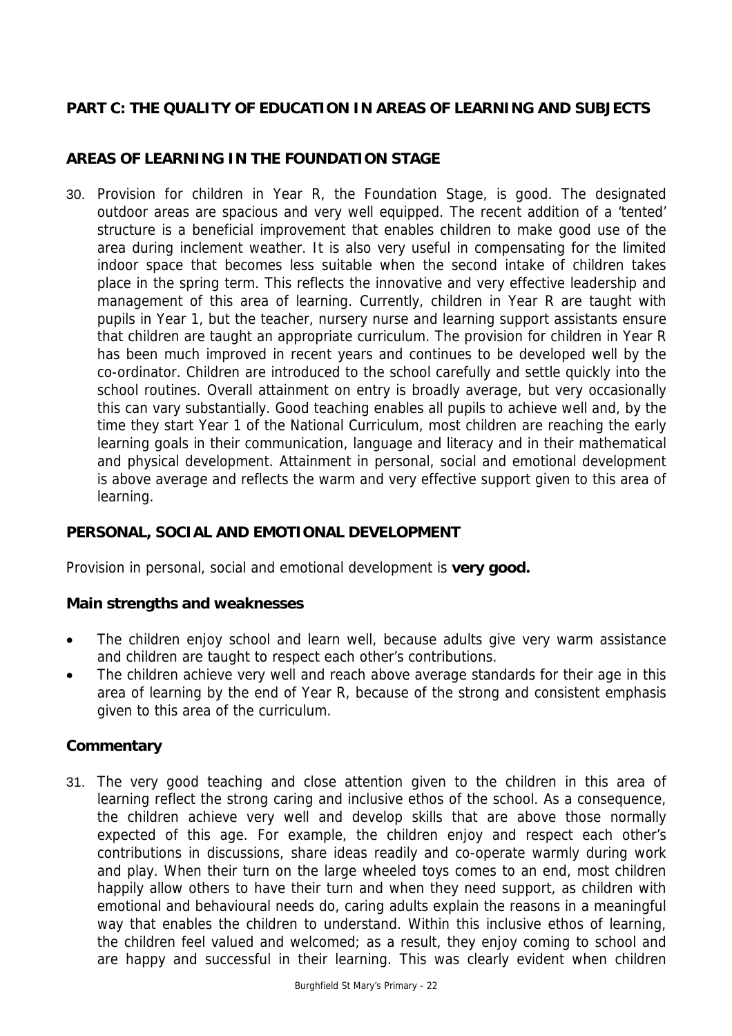## PART C: THE QUALITY OF EDUCATION IN AREAS OF LEARNING AND SUBJECTS

### AREAS OF LEARNING IN THE FOUNDATION STAGE

30. Provision for children in Year R, the Foundation Stage, is good. The designated outdoor areas are spacious and very well equipped. The recent addition of a 'tented' structure is a beneficial improvement that enables children to make good use of the area during inclement weather. It is also very useful in compensating for the limited indoor space that becomes less suitable when the second intake of children takes place in the spring term. This reflects the innovative and very effective leadership and management of this area of learning. Currently, children in Year R are taught with pupils in Year 1, but the teacher, nursery nurse and learning support assistants ensure that children are taught an appropriate curriculum. The provision for children in Year R has been much improved in recent years and continues to be developed well by the co-ordinator. Children are introduced to the school carefully and settle quickly into the school routines. Overall attainment on entry is broadly average, but very occasionally this can vary substantially. Good teaching enables all pupils to achieve well and, by the time they start Year 1 of the National Curriculum, most children are reaching the early learning goals in their communication, language and literacy and in their mathematical and physical development. Attainment in personal, social and emotional development is above average and reflects the warm and very effective support given to this area of learning.

### PERSONAL, SOCIAL AND EMOTIONAL DEVELOPMENT

Provision in personal, social and emotional development is **very good.**

#### Main strengths and weaknesses

- The children enjoy school and learn well, because adults give very warm assistance and children are taught to respect each other's contributions.
- The children achieve very well and reach above average standards for their age in this area of learning by the end of Year R, because of the strong and consistent emphasis given to this area of the curriculum.

#### Commentary

31. The very good teaching and close attention given to the children in this area of learning reflect the strong caring and inclusive ethos of the school. As a consequence, the children achieve very well and develop skills that are above those normally expected of this age. For example, the children enjoy and respect each other's contributions in discussions, share ideas readily and co-operate warmly during work and play. When their turn on the large wheeled toys comes to an end, most children happily allow others to have their turn and when they need support, as children with emotional and behavioural needs do, caring adults explain the reasons in a meaningful way that enables the children to understand. Within this inclusive ethos of learning, the children feel valued and welcomed; as a result, they enjoy coming to school and are happy and successful in their learning. This was clearly evident when children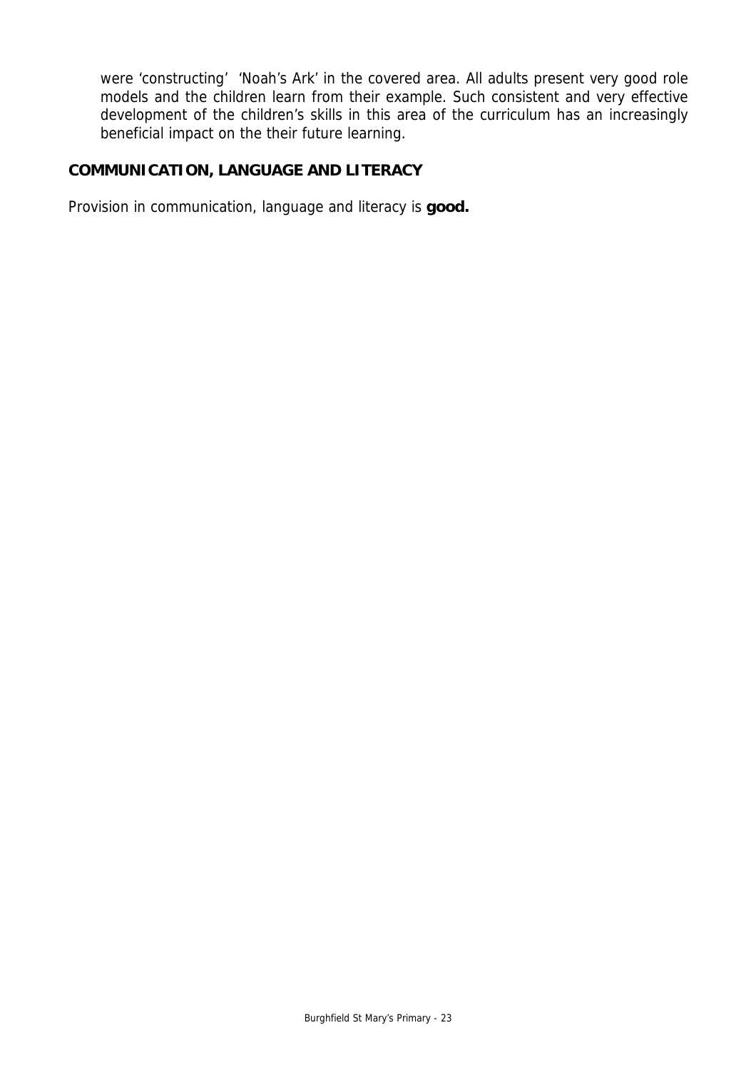were 'constructing' 'Noah's Ark' in the covered area. All adults present very good role models and the children learn from their example. Such consistent and very effective development of the children's skills in this area of the curriculum has an increasingly beneficial impact on the their future learning.

## COMMUNICATION, LANGUAGE AND LITERACY

Provision in communication, language and literacy is **good.**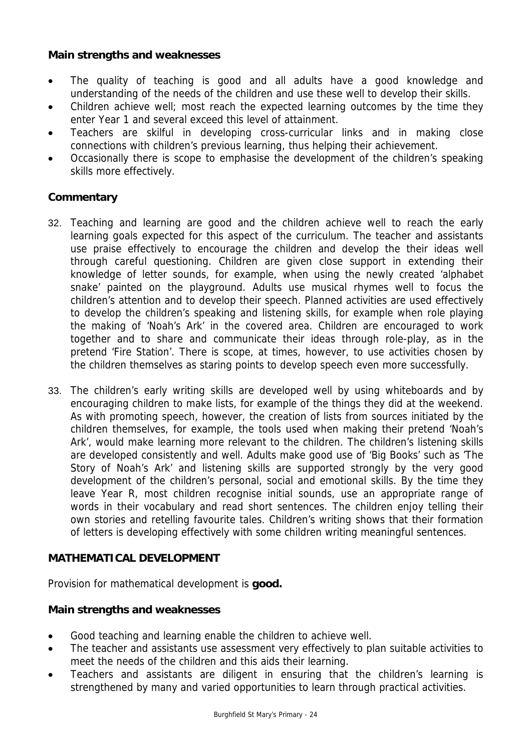**Main strengths and weaknesses**

- The quality of teaching is good and all adults have a good knowledge and understanding of the needs of the children and use these well to develop their skills.
- Children achieve well; most reach the expected learning outcomes by the time they enter Year 1 and several exceed this level of attainment.
- Teachers are skilful in developing cross-curricular links and in making close connections with children's previous learning, thus helping their achievement.
- Occasionally there is scope to emphasise the development of the children's speaking skills more effectively.

**Commentary**

32. Teaching and learning are good and the children achieve well to reach the early learning goals expected for this aspect of the curriculum. The teacher and assistants use praise effectively to encourage the children and develop the their ideas well through careful questioning. Children are given close support in extending their knowledge of letter sounds, for example, when using the newly created 'alphabet snake' painted on the playground. Adults use musical rhymes well to focus the children's attention and to develop their speech. Planned activities are used effectively to develop the children's speaking and listening skills, for example when role playing the making of 'Noah's Ark' in the covered area. Children are encouraged to work together and to share and communicate their ideas through role-play, as in the pretend 'Fire Station'. There is scope, at times, however, to use activities chosen by the children themselves as staring points to develop speech even more successfully.

33. The children's early writing skills are developed well by using whiteboards and by encouraging children to make lists, for example of the things they did at the weekend. As with promoting speech, however, the creation of lists from sources initiated by the children themselves, for example, the tools used when making their pretend 'Noah's Ark', would make learning more relevant to the children. The children's listening skills are developed consistently and well. Adults make good use of 'Big Books' such as 'The Story of Noah's Ark' and listening skills are supported strongly by the very good development of the children's personal, social and emotional skills. By the time they leave Year R, most children recognise initial sounds, use an appropriate range of words in their vocabulary and read short sentences. The children enjoy telling their own stories and retelling favourite tales. Children's writing shows that their formation of letters is developing effectively with some children writing meaningful sentences.

**MATHEMATICAL DEVELOPMENT**

Provision for mathematical development is **good.**

**Main strengths and weaknesses**

- Good teaching and learning enable the children to achieve well.
- The teacher and assistants use assessment very effectively to plan suitable activities to meet the needs of the children and this aids their learning.
- Teachers and assistants are diligent in ensuring that the children's learning is strengthened by many and varied opportunities to learn through practical activities.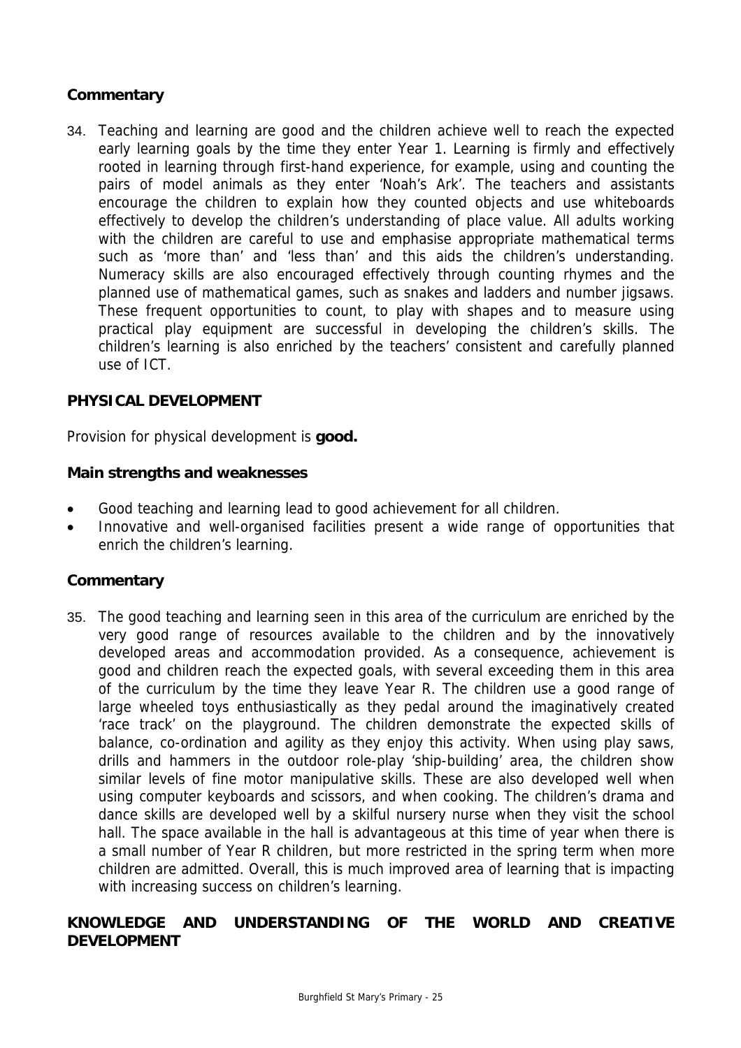### Commentary

34. Teaching and learning are good and the children achieve well to reach the expected early learning goals by the time they enter Year 1. Learning is firmly and effectively rooted in learning through first-hand experience, for example, using and counting the pairs of model animals as they enter 'Noah's Ark'. The teachers and assistants encourage the children to explain how they counted objects and use whiteboards effectively to develop the children's understanding of place value. All adults working with the children are careful to use and emphasise appropriate mathematical terms such as 'more than' and 'less than' and this aids the children's understanding. Numeracy skills are also encouraged effectively through counting rhymes and the planned use of mathematical games, such as snakes and ladders and number jigsaws. These frequent opportunities to count, to play with shapes and to measure using practical play equipment are successful in developing the children's skills. The children's learning is also enriched by the teachers' consistent and carefully planned use of ICT.

## PHYSICAL DEVELOPMENT

Provision for physical development is **good.**

### Main strengths and weaknesses

- Good teaching and learning lead to good achievement for all children.
- Innovative and well-organised facilities present a wide range of opportunities that enrich the children's learning.

### Commentary

35. The good teaching and learning seen in this area of the curriculum are enriched by the very good range of resources available to the children and by the innovatively developed areas and accommodation provided. As a consequence, achievement is good and children reach the expected goals, with several exceeding them in this area of the curriculum by the time they leave Year R. The children use a good range of large wheeled toys enthusiastically as they pedal around the imaginatively created 'race track' on the playground. The children demonstrate the expected skills of balance, co-ordination and agility as they enjoy this activity. When using play saws, drills and hammers in the outdoor role-play 'ship-building' area, the children show similar levels of fine motor manipulative skills. These are also developed well when using computer keyboards and scissors, and when cooking. The children's drama and dance skills are developed well by a skilful nursery nurse when they visit the school hall. The space available in the hall is advantageous at this time of year when there is a small number of Year R children, but more restricted in the spring term when more children are admitted. Overall, this is much improved area of learning that is impacting with increasing success on children's learning.

## KNOWLEDGE AND UNDERSTANDING OF THE WORLD AND CREATIVE DEVELOPMENT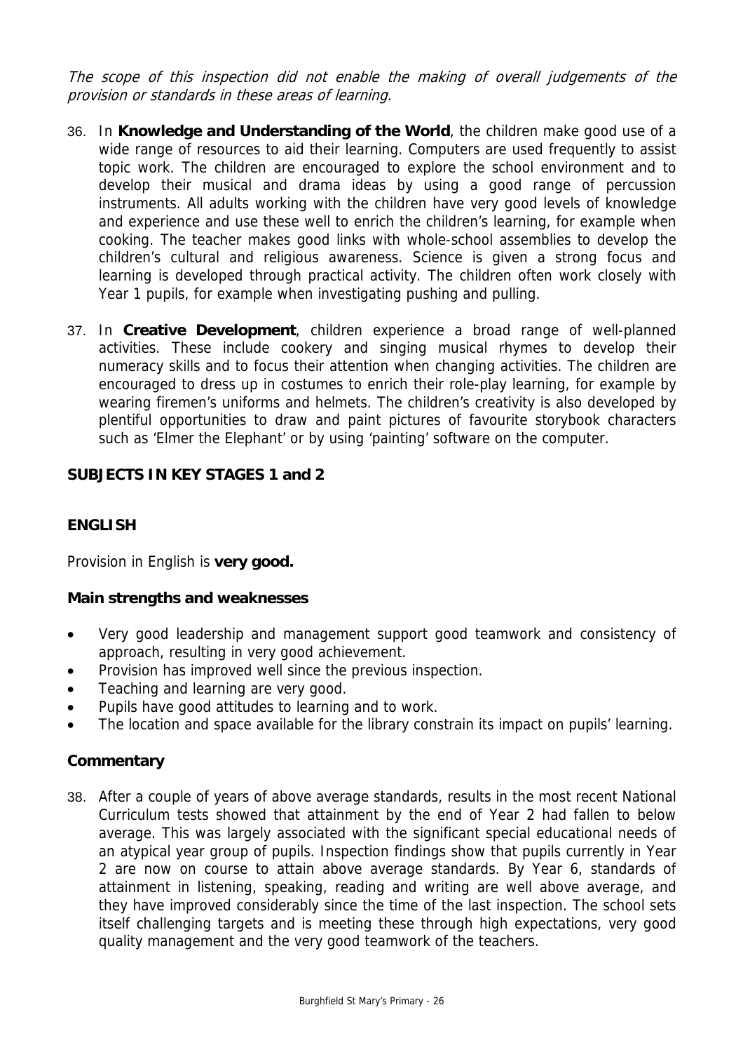*The scope of this inspection did not enable the making of overall judgements of the provision or standards in these areas of learning.*

36. In **Knowledge and Understanding of the World**, the children make good use of a wide range of resources to aid their learning. Computers are used frequently to assist topic work. The children are encouraged to explore the school environment and to develop their musical and drama ideas by using a good range of percussion instruments. All adults working with the children have very good levels of knowledge and experience and use these well to enrich the children's learning, for example when cooking. The teacher makes good links with whole-school assemblies to develop the children's cultural and religious awareness. Science is given a strong focus and learning is developed through practical activity. The children often work closely with Year 1 pupils, for example when investigating pushing and pulling.

37. In **Creative Development**, children experience a broad range of well-planned activities. These include cookery and singing musical rhymes to develop their numeracy skills and to focus their attention when changing activities. The children are encouraged to dress up in costumes to enrich their role-play learning, for example by wearing firemen's uniforms and helmets. The children's creativity is also developed by plentiful opportunities to draw and paint pictures of favourite storybook characters such as 'Elmer the Elephant' or by using 'painting' software on the computer.

## SUBJECTS IN KEY STAGES 1 and 2

### ENGLISH

Provision in English is **very good.**

#### Main strengths and weaknesses

- Very good leadership and management support good teamwork and consistency of approach, resulting in very good achievement.
- Provision has improved well since the previous inspection.
- Teaching and learning are very good.
- Pupils have good attitudes to learning and to work.
- The location and space available for the library constrain its impact on pupils' learning.

#### Commentary

38. After a couple of years of above average standards, results in the most recent National Curriculum tests showed that attainment by the end of Year 2 had fallen to below average. This was largely associated with the significant special educational needs of an atypical year group of pupils. Inspection findings show that pupils currently in Year 2 are now on course to attain above average standards. By Year 6, standards of attainment in listening, speaking, reading and writing are well above average, and they have improved considerably since the time of the last inspection. The school sets itself challenging targets and is meeting these through high expectations, very good quality management and the very good teamwork of the teachers.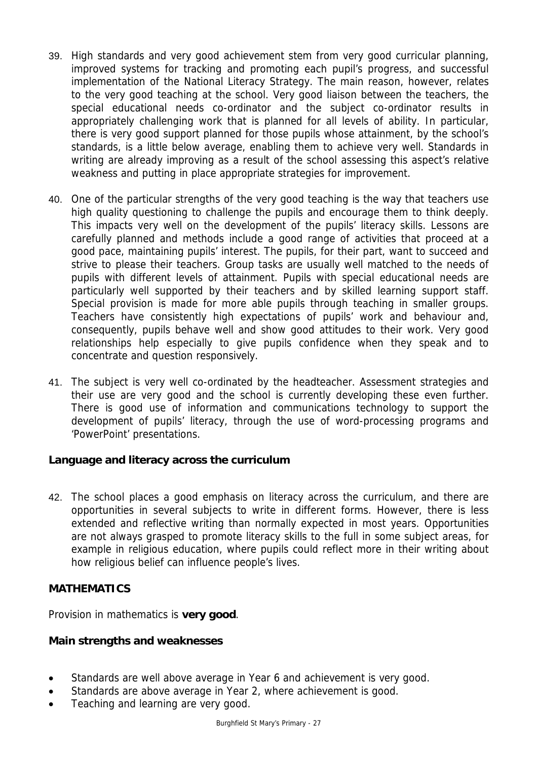39. High standards and very good achievement stem from very good curricular planning, improved systems for tracking and promoting each pupil's progress, and successful implementation of the National Literacy Strategy. The main reason, however, relates to the very good teaching at the school. Very good liaison between the teachers, the special educational needs co-ordinator and the subject co-ordinator results in appropriately challenging work that is planned for all levels of ability. In particular, there is very good support planned for those pupils whose attainment, by the school's standards, is a little below average, enabling them to achieve very well. Standards in writing are already improving as a result of the school assessing this aspect's relative weakness and putting in place appropriate strategies for improvement.

40. One of the particular strengths of the very good teaching is the way that teachers use high quality questioning to challenge the pupils and encourage them to think deeply. This impacts very well on the development of the pupils' literacy skills. Lessons are carefully planned and methods include a good range of activities that proceed at a good pace, maintaining pupils' interest. The pupils, for their part, want to succeed and strive to please their teachers. Group tasks are usually well matched to the needs of pupils with different levels of attainment. Pupils with special educational needs are particularly well supported by their teachers and by skilled learning support staff. Special provision is made for more able pupils through teaching in smaller groups. Teachers have consistently high expectations of pupils' work and behaviour and, consequently, pupils behave well and show good attitudes to their work. Very good relationships help especially to give pupils confidence when they speak and to concentrate and question responsively.

41. The subject is very well co-ordinated by the headteacher. Assessment strategies and their use are very good and the school is currently developing these even further. There is good use of information and communications technology to support the development of pupils' literacy, through the use of word-processing programs and 'PowerPoint' presentations.

### Language and literacy across the curriculum

42. The school places a good emphasis on literacy across the curriculum, and there are opportunities in several subjects to write in different forms. However, there is less extended and reflective writing than normally expected in most years. Opportunities are not always grasped to promote literacy skills to the full in some subject areas, for example in religious education, where pupils could reflect more in their writing about how religious belief can influence people's lives.

## MATHEMATICS

Provision in mathematics is **very good**.

### Main strengths and weaknesses

- Standards are well above average in Year 6 and achievement is very good.
- Standards are above average in Year 2, where achievement is good.
- Teaching and learning are very good.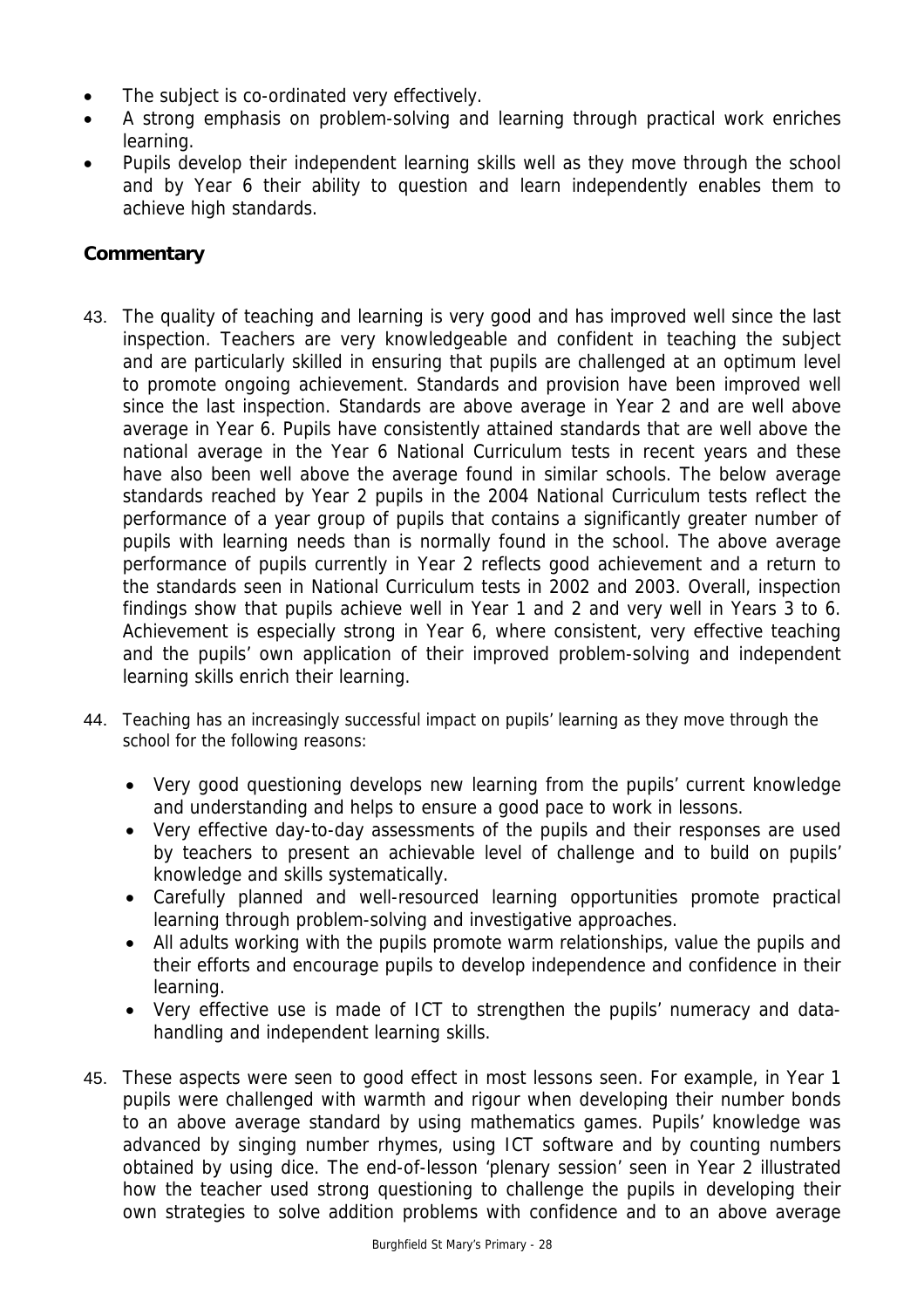- The subject is co-ordinated very effectively.
- A strong emphasis on problem-solving and learning through practical work enriches learning.
- Pupils develop their independent learning skills well as they move through the school and by Year 6 their ability to question and learn independently enables them to achieve high standards.

## Commentary

43. The quality of teaching and learning is very good and has improved well since the last inspection. Teachers are very knowledgeable and confident in teaching the subject and are particularly skilled in ensuring that pupils are challenged at an optimum level to promote ongoing achievement. Standards and provision have been improved well since the last inspection. Standards are above average in Year 2 and are well above average in Year 6. Pupils have consistently attained standards that are well above the national average in the Year 6 National Curriculum tests in recent years and these have also been well above the average found in similar schools. The below average standards reached by Year 2 pupils in the 2004 National Curriculum tests reflect the performance of a year group of pupils that contains a significantly greater number of pupils with learning needs than is normally found in the school. The above average performance of pupils currently in Year 2 reflects good achievement and a return to the standards seen in National Curriculum tests in 2002 and 2003. Overall, inspection findings show that pupils achieve well in Year 1 and 2 and very well in Years 3 to 6. Achievement is especially strong in Year 6, where consistent, very effective teaching and the pupils' own application of their improved problem-solving and independent learning skills enrich their learning.

44. Teaching has an increasingly successful impact on pupils' learning as they move through the school for the following reasons:

    - Very good questioning develops new learning from the pupils' current knowledge and understanding and helps to ensure a good pace to work in lessons.
    - Very effective day-to-day assessments of the pupils and their responses are used by teachers to present an achievable level of challenge and to build on pupils' knowledge and skills systematically.
    - Carefully planned and well-resourced learning opportunities promote practical learning through problem-solving and investigative approaches.
    - All adults working with the pupils promote warm relationships, value the pupils and their efforts and encourage pupils to develop independence and confidence in their learning.
    - Very effective use is made of ICT to strengthen the pupils' numeracy and data-handling and independent learning skills.

45. These aspects were seen to good effect in most lessons seen. For example, in Year 1 pupils were challenged with warmth and rigour when developing their number bonds to an above average standard by using mathematics games. Pupils' knowledge was advanced by singing number rhymes, using ICT software and by counting numbers obtained by using dice. The end-of-lesson 'plenary session' seen in Year 2 illustrated how the teacher used strong questioning to challenge the pupils in developing their own strategies to solve addition problems with confidence and to an above average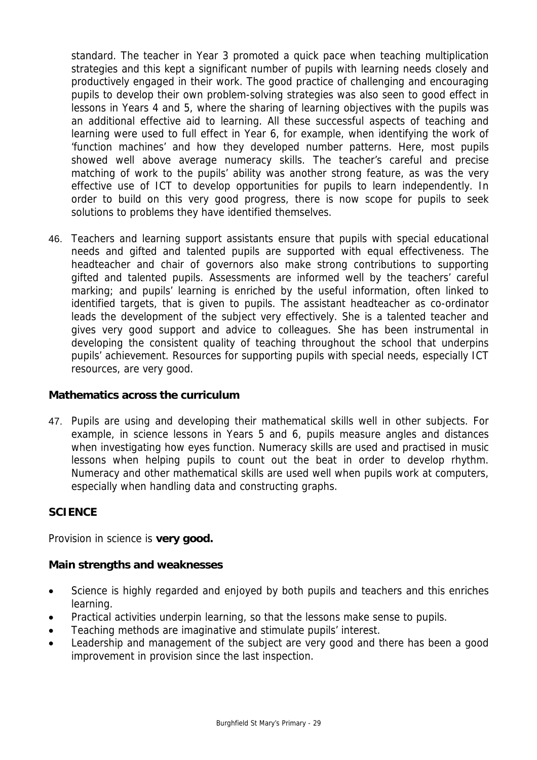standard. The teacher in Year 3 promoted a quick pace when teaching multiplication strategies and this kept a significant number of pupils with learning needs closely and productively engaged in their work. The good practice of challenging and encouraging pupils to develop their own problem-solving strategies was also seen to good effect in lessons in Years 4 and 5, where the sharing of learning objectives with the pupils was an additional effective aid to learning. All these successful aspects of teaching and learning were used to full effect in Year 6, for example, when identifying the work of 'function machines' and how they developed number patterns. Here, most pupils showed well above average numeracy skills. The teacher's careful and precise matching of work to the pupils' ability was another strong feature, as was the very effective use of ICT to develop opportunities for pupils to learn independently. In order to build on this very good progress, there is now scope for pupils to seek solutions to problems they have identified themselves.

46. Teachers and learning support assistants ensure that pupils with special educational needs and gifted and talented pupils are supported with equal effectiveness. The headteacher and chair of governors also make strong contributions to supporting gifted and talented pupils. Assessments are informed well by the teachers' careful marking; and pupils' learning is enriched by the useful information, often linked to identified targets, that is given to pupils. The assistant headteacher as co-ordinator leads the development of the subject very effectively. She is a talented teacher and gives very good support and advice to colleagues. She has been instrumental in developing the consistent quality of teaching throughout the school that underpins pupils' achievement. Resources for supporting pupils with special needs, especially ICT resources, are very good.

### Mathematics across the curriculum

47. Pupils are using and developing their mathematical skills well in other subjects. For example, in science lessons in Years 5 and 6, pupils measure angles and distances when investigating how eyes function. Numeracy skills are used and practised in music lessons when helping pupils to count out the beat in order to develop rhythm. Numeracy and other mathematical skills are used well when pupils work at computers, especially when handling data and constructing graphs.

## SCIENCE

Provision in science is **very good.**

### Main strengths and weaknesses

- Science is highly regarded and enjoyed by both pupils and teachers and this enriches learning.
- Practical activities underpin learning, so that the lessons make sense to pupils.
- Teaching methods are imaginative and stimulate pupils' interest.
- Leadership and management of the subject are very good and there has been a good improvement in provision since the last inspection.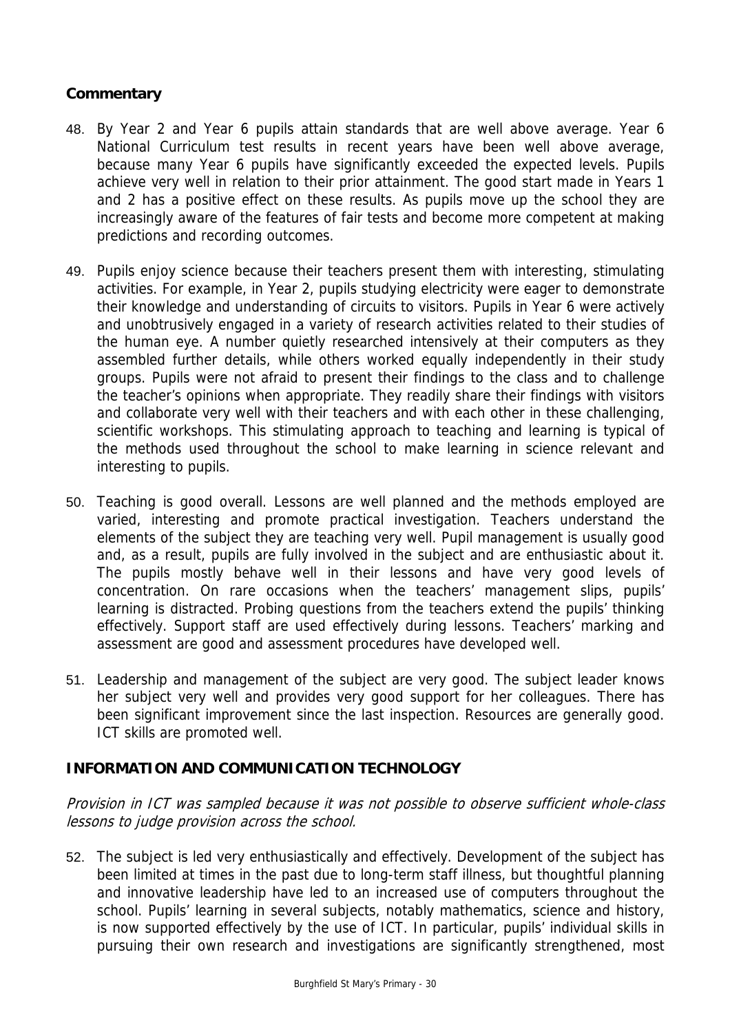### Commentary

48. By Year 2 and Year 6 pupils attain standards that are well above average. Year 6 National Curriculum test results in recent years have been well above average, because many Year 6 pupils have significantly exceeded the expected levels. Pupils achieve very well in relation to their prior attainment. The good start made in Years 1 and 2 has a positive effect on these results. As pupils move up the school they are increasingly aware of the features of fair tests and become more competent at making predictions and recording outcomes.

49. Pupils enjoy science because their teachers present them with interesting, stimulating activities. For example, in Year 2, pupils studying electricity were eager to demonstrate their knowledge and understanding of circuits to visitors. Pupils in Year 6 were actively and unobtrusively engaged in a variety of research activities related to their studies of the human eye. A number quietly researched intensively at their computers as they assembled further details, while others worked equally independently in their study groups. Pupils were not afraid to present their findings to the class and to challenge the teacher's opinions when appropriate. They readily share their findings with visitors and collaborate very well with their teachers and with each other in these challenging, scientific workshops. This stimulating approach to teaching and learning is typical of the methods used throughout the school to make learning in science relevant and interesting to pupils.

50. Teaching is good overall. Lessons are well planned and the methods employed are varied, interesting and promote practical investigation. Teachers understand the elements of the subject they are teaching very well. Pupil management is usually good and, as a result, pupils are fully involved in the subject and are enthusiastic about it. The pupils mostly behave well in their lessons and have very good levels of concentration. On rare occasions when the teachers' management slips, pupils' learning is distracted. Probing questions from the teachers extend the pupils' thinking effectively. Support staff are used effectively during lessons. Teachers' marking and assessment are good and assessment procedures have developed well.

51. Leadership and management of the subject are very good. The subject leader knows her subject very well and provides very good support for her colleagues. There has been significant improvement since the last inspection. Resources are generally good. ICT skills are promoted well.

### INFORMATION AND COMMUNICATION TECHNOLOGY

*Provision in ICT was sampled because it was not possible to observe sufficient whole-class lessons to judge provision across the school.*

52. The subject is led very enthusiastically and effectively. Development of the subject has been limited at times in the past due to long-term staff illness, but thoughtful planning and innovative leadership have led to an increased use of computers throughout the school. Pupils' learning in several subjects, notably mathematics, science and history, is now supported effectively by the use of ICT. In particular, pupils' individual skills in pursuing their own research and investigations are significantly strengthened, most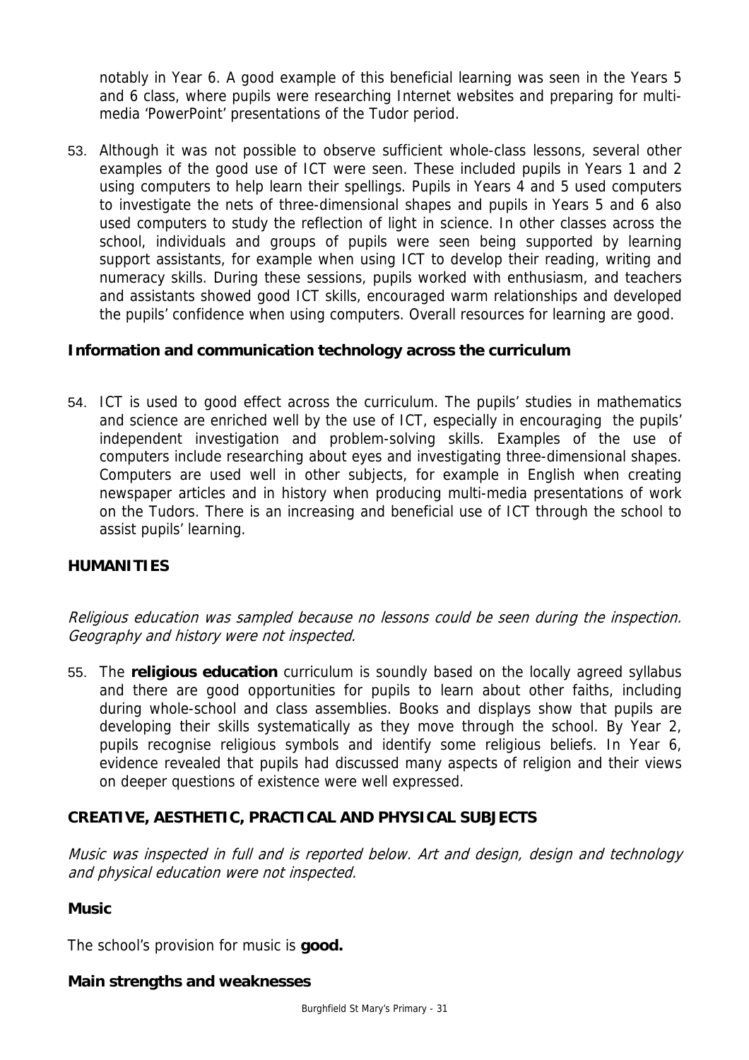notably in Year 6. A good example of this beneficial learning was seen in the Years 5 and 6 class, where pupils were researching Internet websites and preparing for multi-media 'PowerPoint' presentations of the Tudor period.

53. Although it was not possible to observe sufficient whole-class lessons, several other examples of the good use of ICT were seen. These included pupils in Years 1 and 2 using computers to help learn their spellings. Pupils in Years 4 and 5 used computers to investigate the nets of three-dimensional shapes and pupils in Years 5 and 6 also used computers to study the reflection of light in science. In other classes across the school, individuals and groups of pupils were seen being supported by learning support assistants, for example when using ICT to develop their reading, writing and numeracy skills. During these sessions, pupils worked with enthusiasm, and teachers and assistants showed good ICT skills, encouraged warm relationships and developed the pupils' confidence when using computers. Overall resources for learning are good.

### Information and communication technology across the curriculum

54. ICT is used to good effect across the curriculum. The pupils' studies in mathematics and science are enriched well by the use of ICT, especially in encouraging the pupils' independent investigation and problem-solving skills. Examples of the use of computers include researching about eyes and investigating three-dimensional shapes. Computers are used well in other subjects, for example in English when creating newspaper articles and in history when producing multi-media presentations of work on the Tudors. There is an increasing and beneficial use of ICT through the school to assist pupils' learning.

## HUMANITIES

*Religious education was sampled because no lessons could be seen during the inspection. Geography and history were not inspected.*

55. The **religious education** curriculum is soundly based on the locally agreed syllabus and there are good opportunities for pupils to learn about other faiths, including during whole-school and class assemblies. Books and displays show that pupils are developing their skills systematically as they move through the school. By Year 2, pupils recognise religious symbols and identify some religious beliefs. In Year 6, evidence revealed that pupils had discussed many aspects of religion and their views on deeper questions of existence were well expressed.

## CREATIVE, AESTHETIC, PRACTICAL AND PHYSICAL SUBJECTS

*Music was inspected in full and is reported below. Art and design, design and technology and physical education were not inspected.*

### Music

The school's provision for music is **good.**

### Main strengths and weaknesses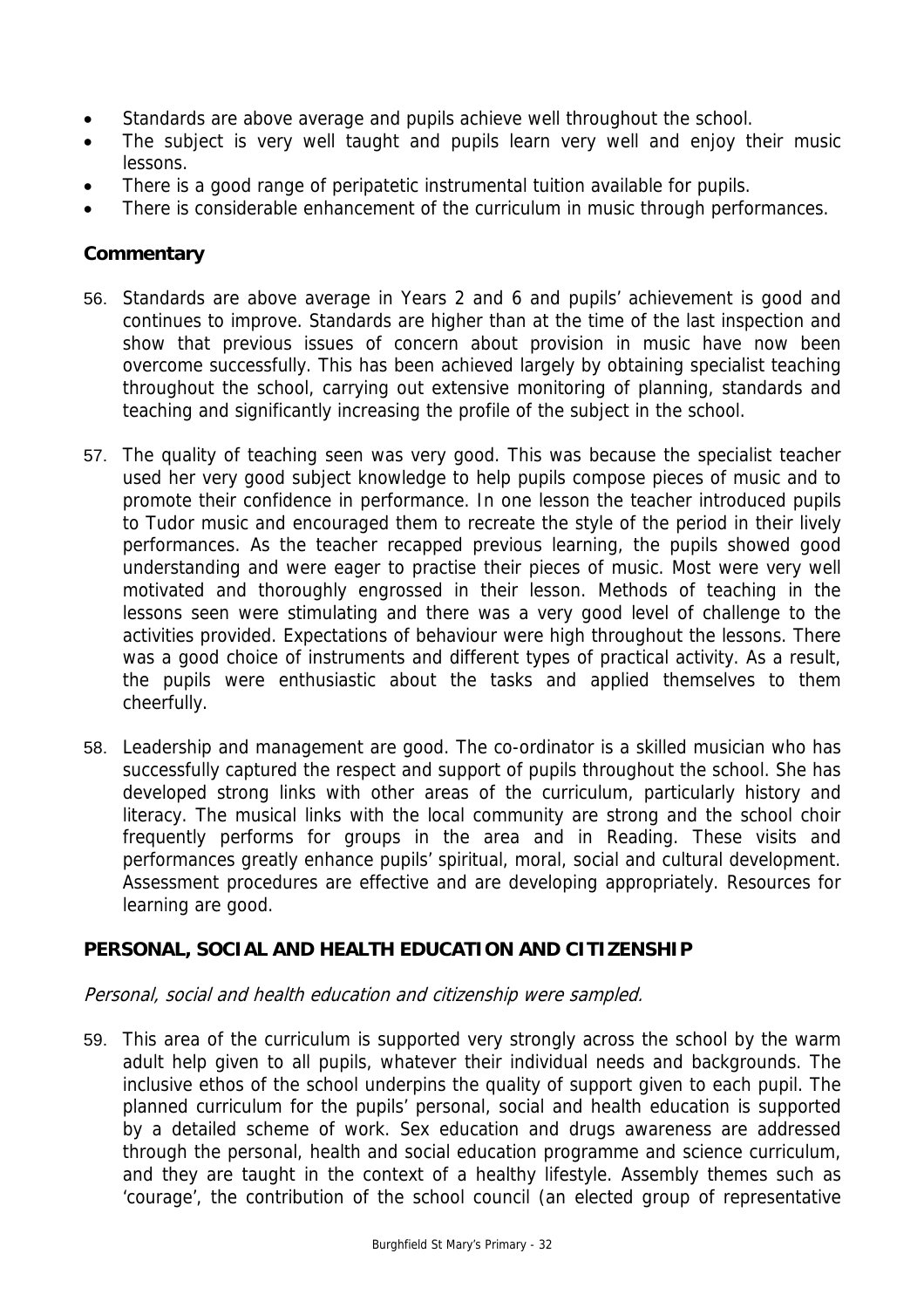- Standards are above average and pupils achieve well throughout the school.
- The subject is very well taught and pupils learn very well and enjoy their music lessons.
- There is a good range of peripatetic instrumental tuition available for pupils.
- There is considerable enhancement of the curriculum in music through performances.

### Commentary

56. Standards are above average in Years 2 and 6 and pupils' achievement is good and continues to improve. Standards are higher than at the time of the last inspection and show that previous issues of concern about provision in music have now been overcome successfully. This has been achieved largely by obtaining specialist teaching throughout the school, carrying out extensive monitoring of planning, standards and teaching and significantly increasing the profile of the subject in the school.

57. The quality of teaching seen was very good. This was because the specialist teacher used her very good subject knowledge to help pupils compose pieces of music and to promote their confidence in performance. In one lesson the teacher introduced pupils to Tudor music and encouraged them to recreate the style of the period in their lively performances. As the teacher recapped previous learning, the pupils showed good understanding and were eager to practise their pieces of music. Most were very well motivated and thoroughly engrossed in their lesson. Methods of teaching in the lessons seen were stimulating and there was a very good level of challenge to the activities provided. Expectations of behaviour were high throughout the lessons. There was a good choice of instruments and different types of practical activity. As a result, the pupils were enthusiastic about the tasks and applied themselves to them cheerfully.

58. Leadership and management are good. The co-ordinator is a skilled musician who has successfully captured the respect and support of pupils throughout the school. She has developed strong links with other areas of the curriculum, particularly history and literacy. The musical links with the local community are strong and the school choir frequently performs for groups in the area and in Reading. These visits and performances greatly enhance pupils' spiritual, moral, social and cultural development. Assessment procedures are effective and are developing appropriately. Resources for learning are good.

## PERSONAL, SOCIAL AND HEALTH EDUCATION AND CITIZENSHIP

*Personal, social and health education and citizenship were sampled.*

59. This area of the curriculum is supported very strongly across the school by the warm adult help given to all pupils, whatever their individual needs and backgrounds. The inclusive ethos of the school underpins the quality of support given to each pupil. The planned curriculum for the pupils' personal, social and health education is supported by a detailed scheme of work. Sex education and drugs awareness are addressed through the personal, health and social education programme and science curriculum, and they are taught in the context of a healthy lifestyle. Assembly themes such as 'courage', the contribution of the school council (an elected group of representative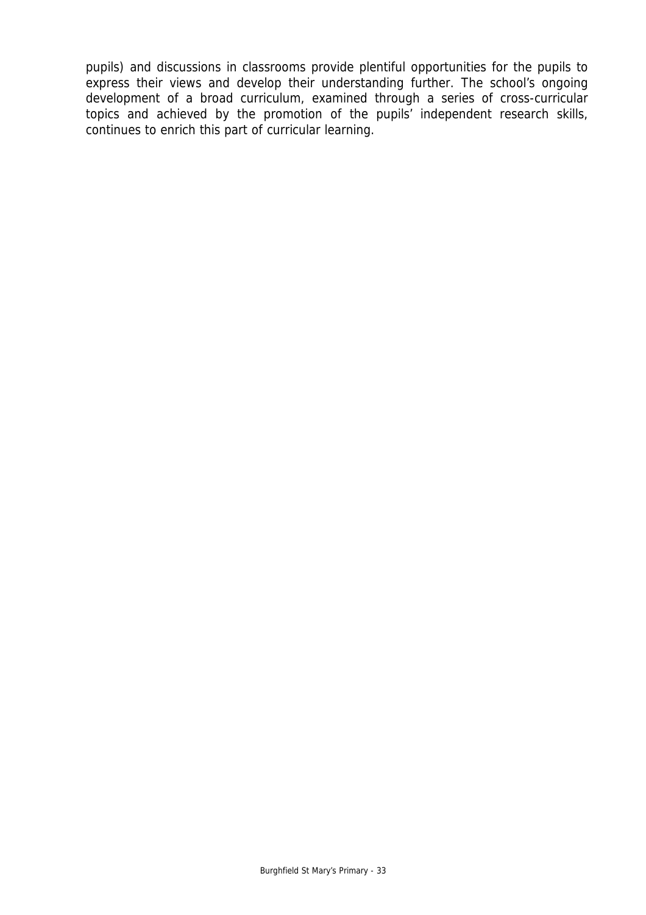pupils) and discussions in classrooms provide plentiful opportunities for the pupils to express their views and develop their understanding further. The school's ongoing development of a broad curriculum, examined through a series of cross-curricular topics and achieved by the promotion of the pupils' independent research skills, continues to enrich this part of curricular learning.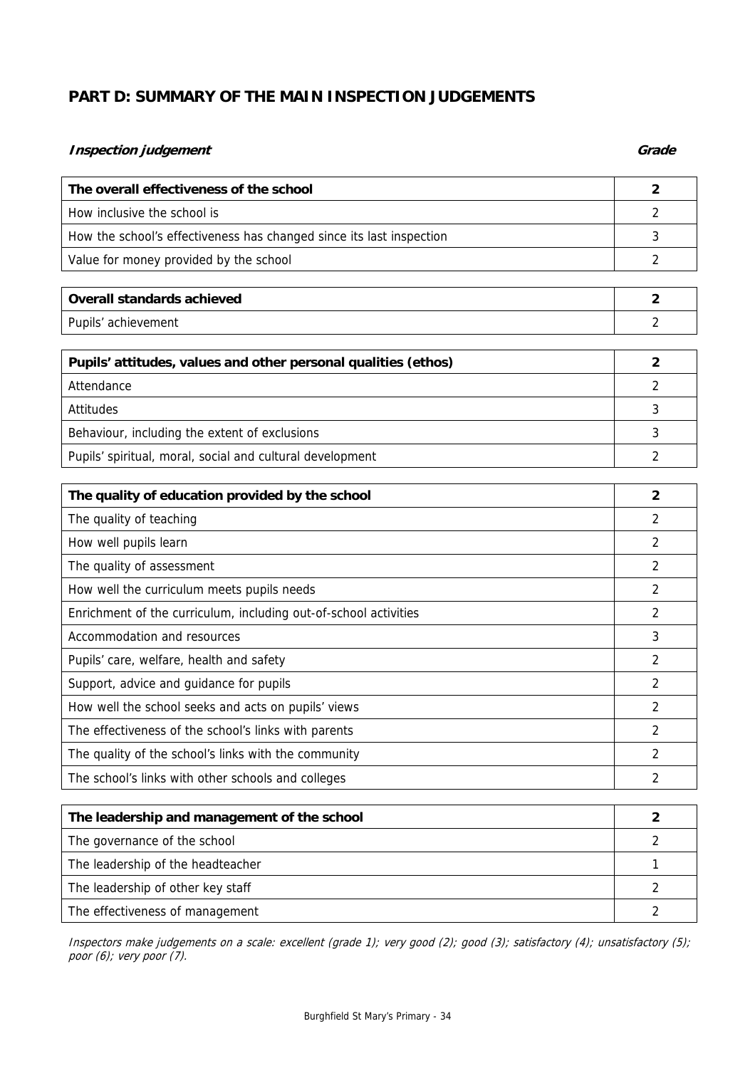## PART D: SUMMARY OF THE MAIN INSPECTION JUDGEMENTS

| ***Inspection judgement*** | ***Grade*** |
|---|---|
| **The overall effectiveness of the school** | **2** |
| How inclusive the school is | 2 |
| How the school's effectiveness has changed since its last inspection | 3 |
| Value for money provided by the school | 2 |
| **Overall standards achieved** | **2** |
| Pupils' achievement | 2 |
| **Pupils' attitudes, values and other personal qualities (ethos)** | **2** |
| Attendance | 2 |
| Attitudes | 3 |
| Behaviour, including the extent of exclusions | 3 |
| Pupils' spiritual, moral, social and cultural development | 2 |
| **The quality of education provided by the school** | **2** |
| The quality of teaching | 2 |
| How well pupils learn | 2 |
| The quality of assessment | 2 |
| How well the curriculum meets pupils needs | 2 |
| Enrichment of the curriculum, including out-of-school activities | 2 |
| Accommodation and resources | 3 |
| Pupils' care, welfare, health and safety | 2 |
| Support, advice and guidance for pupils | 2 |
| How well the school seeks and acts on pupils' views | 2 |
| The effectiveness of the school's links with parents | 2 |
| The quality of the school's links with the community | 2 |
| The school's links with other schools and colleges | 2 |
| **The leadership and management of the school** | **2** |
| The governance of the school | 2 |
| The leadership of the headteacher | 1 |
| The leadership of other key staff | 2 |
| The effectiveness of management | 2 |

*Inspectors make judgements on a scale: excellent (grade 1); very good (2); good (3); satisfactory (4); unsatisfactory (5); poor (6); very poor (7).*